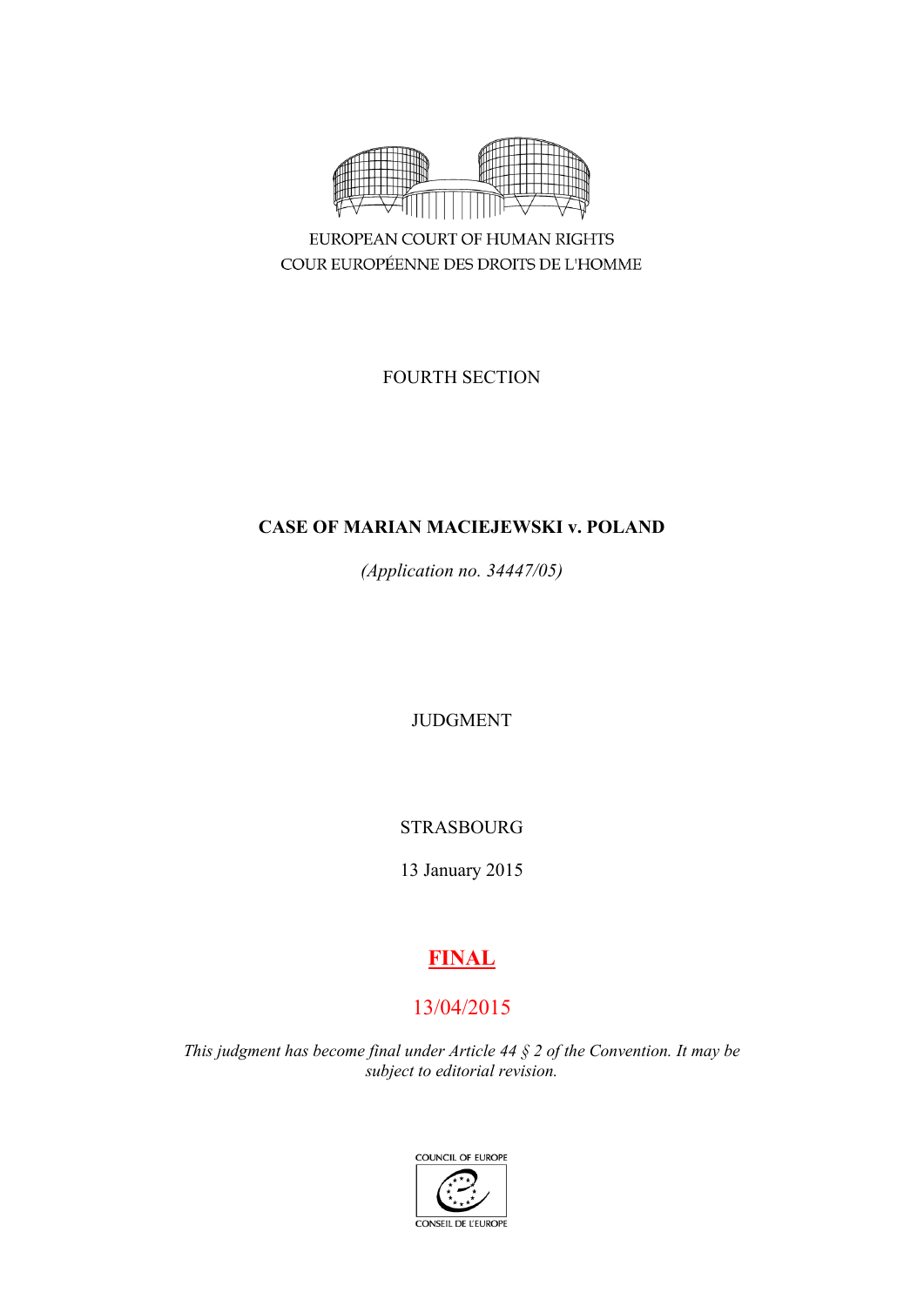EUROPEAN COURT OF HUMAN RIGHTS
COUR EUROPÉENNE DES DROITS DE L'HOMME

FOURTH SECTION

# CASE OF MARIAN MACIEJEWSKI v. POLAND

*(Application no. 34447/05)*

JUDGMENT

STRASBOURG

13 January 2015

**FINAL**

13/04/2015

*This judgment has become final under Article 44 § 2 of the Convention. It may be subject to editorial revision.*

COUNCIL OF EUROPE
CONSEIL DE L'EUROPE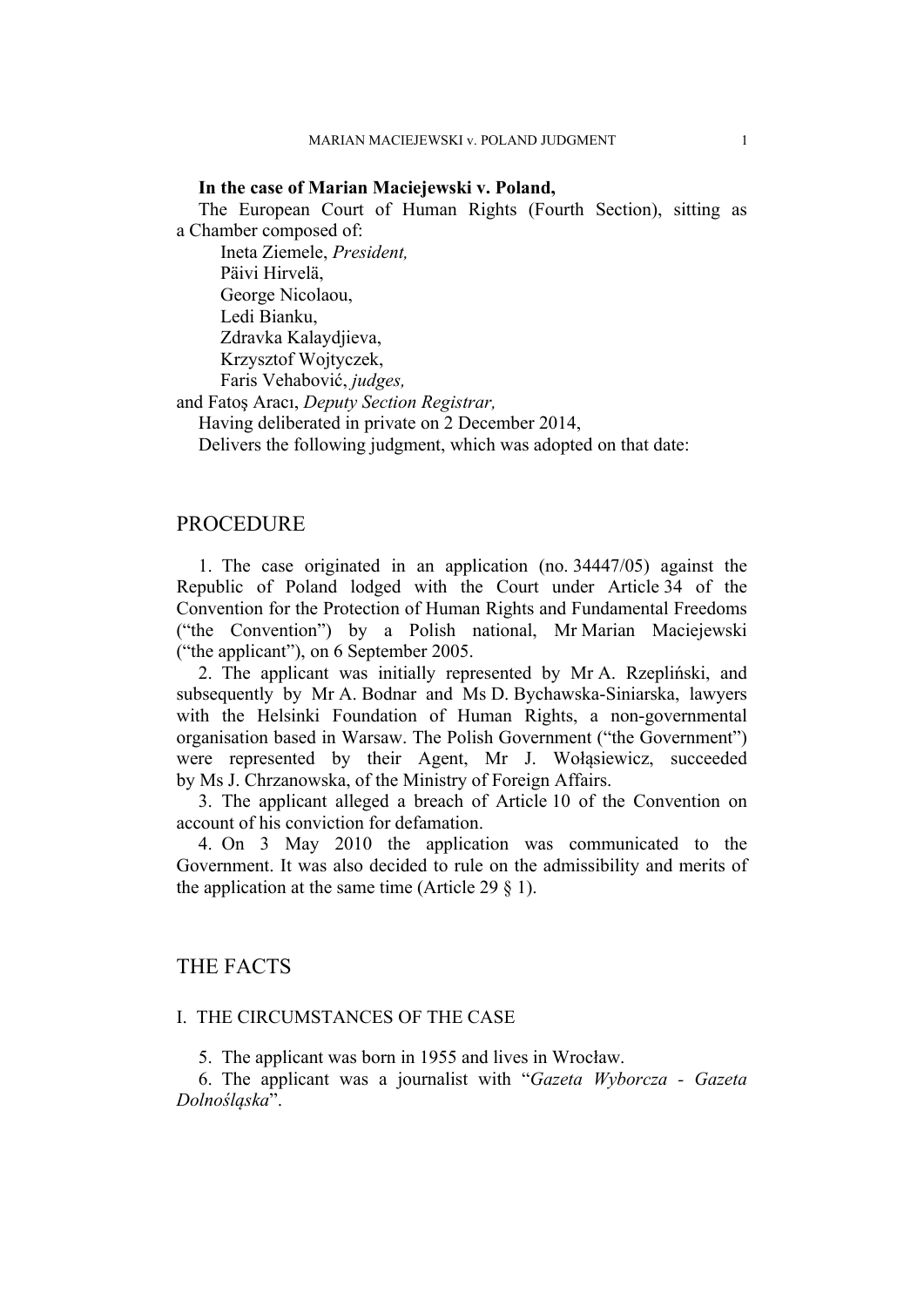**In the case of Marian Maciejewski v. Poland,**

The European Court of Human Rights (Fourth Section), sitting as a Chamber composed of:

Ineta Ziemele, *President,*
Päivi Hirvelä,
George Nicolaou,
Ledi Bianku,
Zdravka Kalaydjieva,
Krzysztof Wojtyczek,
Faris Vehabović, *judges,*
and Fatoş Aracı, *Deputy Section Registrar,*

Having deliberated in private on 2 December 2014,

Delivers the following judgment, which was adopted on that date:

# PROCEDURE

1. The case originated in an application (no. 34447/05) against the Republic of Poland lodged with the Court under Article 34 of the Convention for the Protection of Human Rights and Fundamental Freedoms ("the Convention") by a Polish national, Mr Marian Maciejewski ("the applicant"), on 6 September 2005.

2. The applicant was initially represented by Mr A. Rzepliński, and subsequently by Mr A. Bodnar and Ms D. Bychawska-Siniarska, lawyers with the Helsinki Foundation of Human Rights, a non-governmental organisation based in Warsaw. The Polish Government ("the Government") were represented by their Agent, Mr J. Wołąsiewicz, succeeded by Ms J. Chrzanowska, of the Ministry of Foreign Affairs.

3. The applicant alleged a breach of Article 10 of the Convention on account of his conviction for defamation.

4. On 3 May 2010 the application was communicated to the Government. It was also decided to rule on the admissibility and merits of the application at the same time (Article 29 § 1).

# THE FACTS

## I. THE CIRCUMSTANCES OF THE CASE

5. The applicant was born in 1955 and lives in Wrocław.

6. The applicant was a journalist with "*Gazeta Wyborcza - Gazeta Dolnośląska*".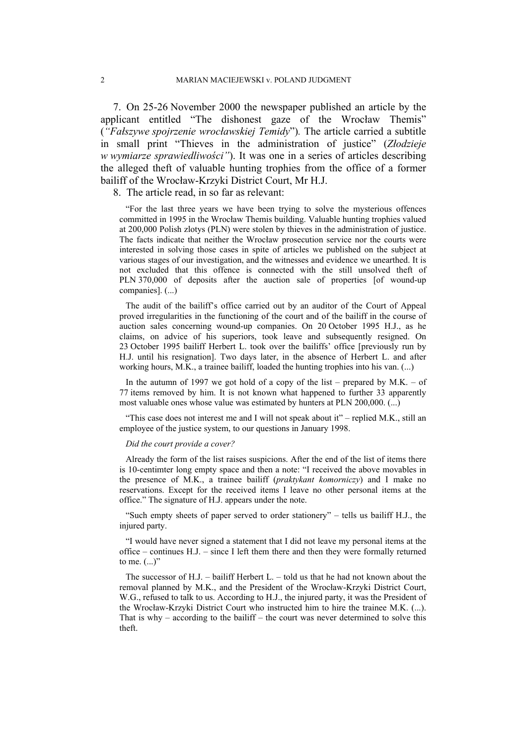7. On 25-26 November 2000 the newspaper published an article by the applicant entitled "The dishonest gaze of the Wrocław Themis" (*"Fałszywe spojrzenie wrocławskiej Temidy"*). The article carried a subtitle in small print "Thieves in the administration of justice" (*Złodzieje w wymiarze sprawiedliwości"*). It was one in a series of articles describing the alleged theft of valuable hunting trophies from the office of a former bailiff of the Wrocław-Krzyki District Court, Mr H.J.

8. The article read, in so far as relevant:

> "For the last three years we have been trying to solve the mysterious offences committed in 1995 in the Wrocław Themis building. Valuable hunting trophies valued at 200,000 Polish zlotys (PLN) were stolen by thieves in the administration of justice. The facts indicate that neither the Wrocław prosecution service nor the courts were interested in solving those cases in spite of articles we published on the subject at various stages of our investigation, and the witnesses and evidence we unearthed. It is not excluded that this offence is connected with the still unsolved theft of PLN 370,000 of deposits after the auction sale of properties [of wound-up companies]. (...)
>
> The audit of the bailiff's office carried out by an auditor of the Court of Appeal proved irregularities in the functioning of the court and of the bailiff in the course of auction sales concerning wound-up companies. On 20 October 1995 H.J., as he claims, on advice of his superiors, took leave and subsequently resigned. On 23 October 1995 bailiff Herbert L. took over the bailiffs' office [previously run by H.J. until his resignation]. Two days later, in the absence of Herbert L. and after working hours, M.K., a trainee bailiff, loaded the hunting trophies into his van. (...)
>
> In the autumn of 1997 we got hold of a copy of the list – prepared by M.K. – of 77 items removed by him. It is not known what happened to further 33 apparently most valuable ones whose value was estimated by hunters at PLN 200,000. (...)
>
> "This case does not interest me and I will not speak about it" – replied M.K., still an employee of the justice system, to our questions in January 1998.
>
> *Did the court provide a cover?*
>
> Already the form of the list raises suspicions. After the end of the list of items there is 10-centimter long empty space and then a note: "I received the above movables in the presence of M.K., a trainee bailiff (*praktykant komorniczy*) and I make no reservations. Except for the received items I leave no other personal items at the office." The signature of H.J. appears under the note.
>
> "Such empty sheets of paper served to order stationery" – tells us bailiff H.J., the injured party.
>
> "I would have never signed a statement that I did not leave my personal items at the office – continues H.J. – since I left them there and then they were formally returned to me. (...)"
>
> The successor of H.J. – bailiff Herbert L. – told us that he had not known about the removal planned by M.K., and the President of the Wrocław-Krzyki District Court, W.G., refused to talk to us. According to H.J., the injured party, it was the President of the Wrocław-Krzyki District Court who instructed him to hire the trainee M.K. (...). That is why – according to the bailiff – the court was never determined to solve this theft.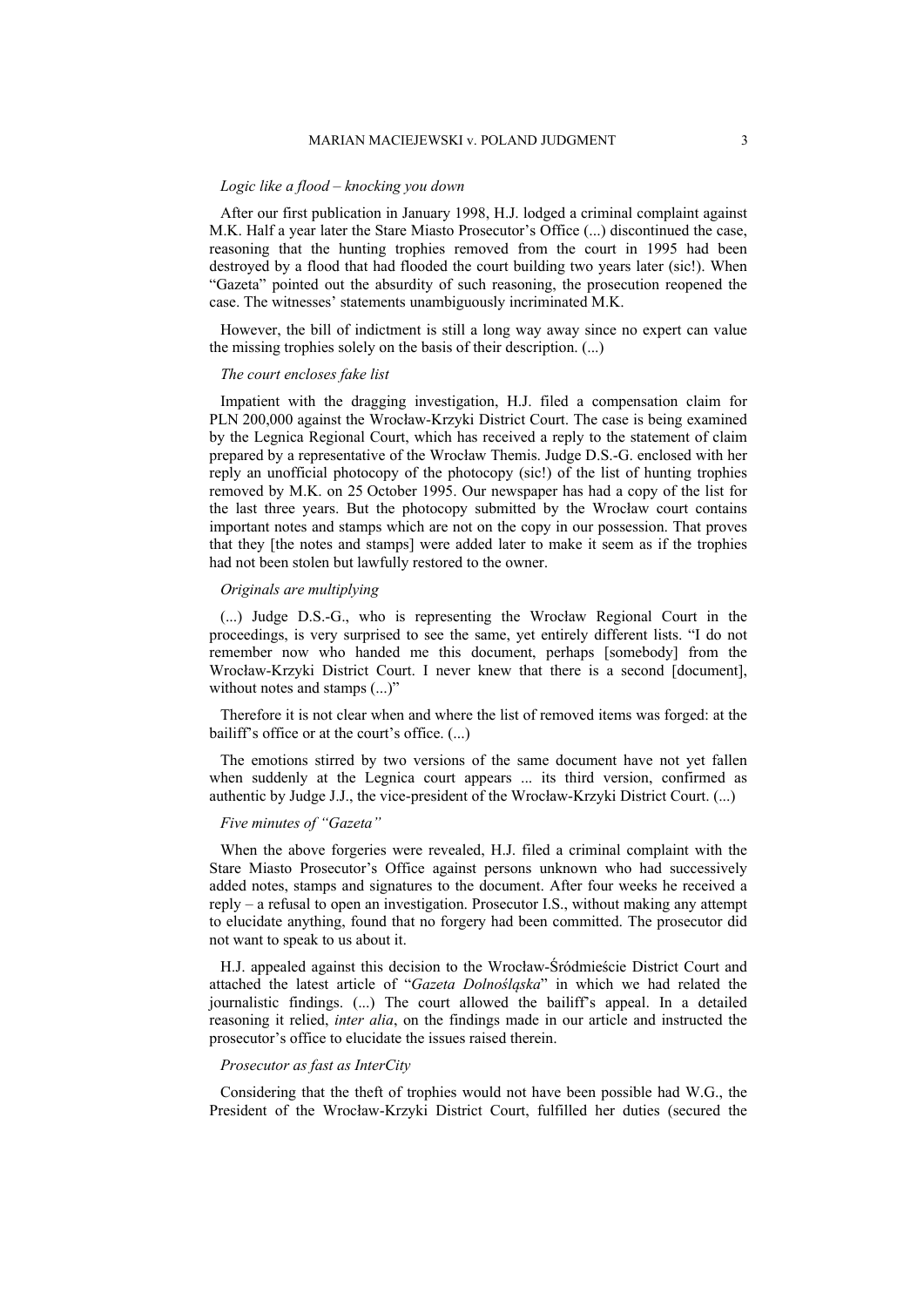*Logic like a flood – knocking you down*

After our first publication in January 1998, H.J. lodged a criminal complaint against M.K. Half a year later the Stare Miasto Prosecutor's Office (...) discontinued the case, reasoning that the hunting trophies removed from the court in 1995 had been destroyed by a flood that had flooded the court building two years later (sic!). When "Gazeta" pointed out the absurdity of such reasoning, the prosecution reopened the case. The witnesses' statements unambiguously incriminated M.K.

However, the bill of indictment is still a long way away since no expert can value the missing trophies solely on the basis of their description. (...)

*The court encloses fake list*

Impatient with the dragging investigation, H.J. filed a compensation claim for PLN 200,000 against the Wrocław-Krzyki District Court. The case is being examined by the Legnica Regional Court, which has received a reply to the statement of claim prepared by a representative of the Wrocław Themis. Judge D.S.-G. enclosed with her reply an unofficial photocopy of the photocopy (sic!) of the list of hunting trophies removed by M.K. on 25 October 1995. Our newspaper has had a copy of the list for the last three years. But the photocopy submitted by the Wrocław court contains important notes and stamps which are not on the copy in our possession. That proves that they [the notes and stamps] were added later to make it seem as if the trophies had not been stolen but lawfully restored to the owner.

*Originals are multiplying*

(...) Judge D.S.-G., who is representing the Wrocław Regional Court in the proceedings, is very surprised to see the same, yet entirely different lists. "I do not remember now who handed me this document, perhaps [somebody] from the Wrocław-Krzyki District Court. I never knew that there is a second [document], without notes and stamps (...)"

Therefore it is not clear when and where the list of removed items was forged: at the bailiff's office or at the court's office. (...)

The emotions stirred by two versions of the same document have not yet fallen when suddenly at the Legnica court appears ... its third version, confirmed as authentic by Judge J.J., the vice-president of the Wrocław-Krzyki District Court. (...)

*Five minutes of "Gazeta"*

When the above forgeries were revealed, H.J. filed a criminal complaint with the Stare Miasto Prosecutor's Office against persons unknown who had successively added notes, stamps and signatures to the document. After four weeks he received a reply – a refusal to open an investigation. Prosecutor I.S., without making any attempt to elucidate anything, found that no forgery had been committed. The prosecutor did not want to speak to us about it.

H.J. appealed against this decision to the Wrocław-Śródmieście District Court and attached the latest article of "*Gazeta Dolnośląska*" in which we had related the journalistic findings. (...) The court allowed the bailiff's appeal. In a detailed reasoning it relied, *inter alia*, on the findings made in our article and instructed the prosecutor's office to elucidate the issues raised therein.

*Prosecutor as fast as InterCity*

Considering that the theft of trophies would not have been possible had W.G., the President of the Wrocław-Krzyki District Court, fulfilled her duties (secured the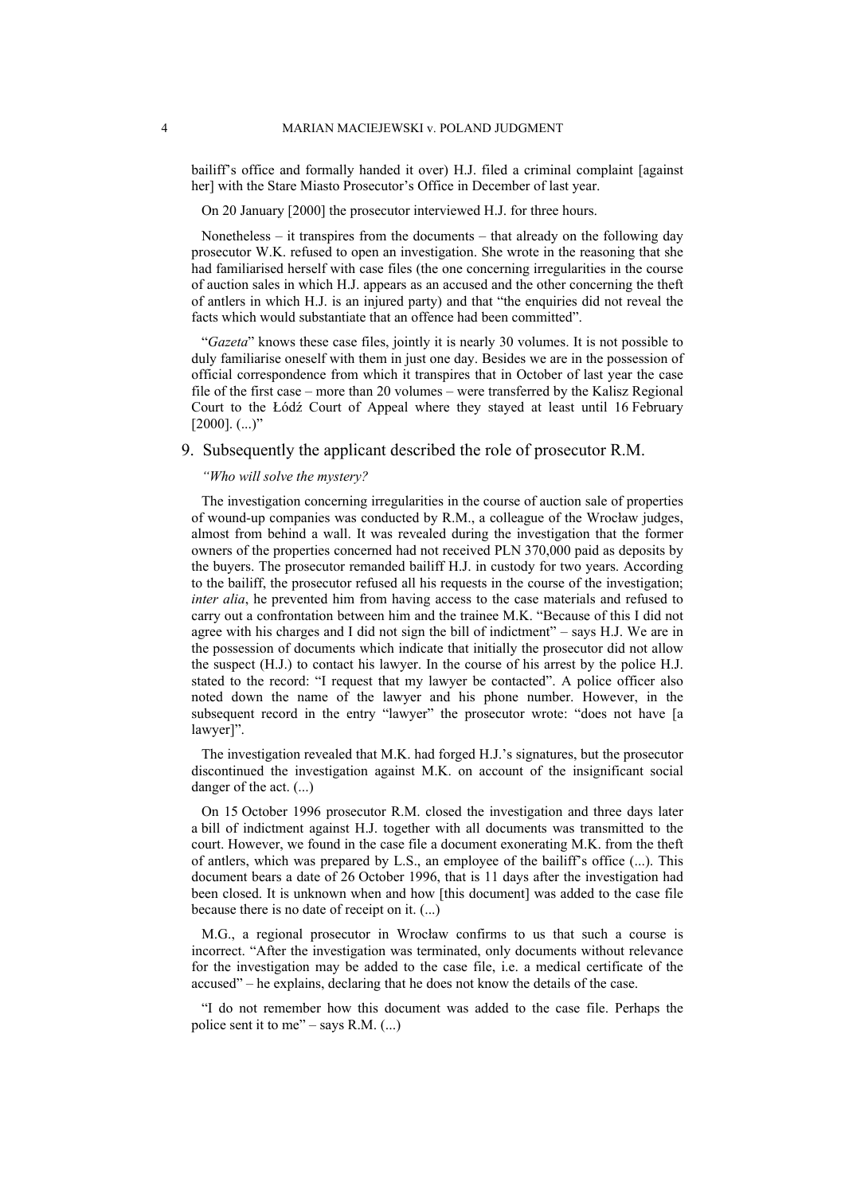bailiff's office and formally handed it over) H.J. filed a criminal complaint [against her] with the Stare Miasto Prosecutor's Office in December of last year.

On 20 January [2000] the prosecutor interviewed H.J. for three hours.

Nonetheless – it transpires from the documents – that already on the following day prosecutor W.K. refused to open an investigation. She wrote in the reasoning that she had familiarised herself with case files (the one concerning irregularities in the course of auction sales in which H.J. appears as an accused and the other concerning the theft of antlers in which H.J. is an injured party) and that "the enquiries did not reveal the facts which would substantiate that an offence had been committed".

"*Gazeta*" knows these case files, jointly it is nearly 30 volumes. It is not possible to duly familiarise oneself with them in just one day. Besides we are in the possession of official correspondence from which it transpires that in October of last year the case file of the first case – more than 20 volumes – were transferred by the Kalisz Regional Court to the Łódź Court of Appeal where they stayed at least until 16 February [2000]. (...)"

9. Subsequently the applicant described the role of prosecutor R.M.

*"Who will solve the mystery?*

The investigation concerning irregularities in the course of auction sale of properties of wound-up companies was conducted by R.M., a colleague of the Wrocław judges, almost from behind a wall. It was revealed during the investigation that the former owners of the properties concerned had not received PLN 370,000 paid as deposits by the buyers. The prosecutor remanded bailiff H.J. in custody for two years. According to the bailiff, the prosecutor refused all his requests in the course of the investigation; *inter alia*, he prevented him from having access to the case materials and refused to carry out a confrontation between him and the trainee M.K. "Because of this I did not agree with his charges and I did not sign the bill of indictment" – says H.J. We are in the possession of documents which indicate that initially the prosecutor did not allow the suspect (H.J.) to contact his lawyer. In the course of his arrest by the police H.J. stated to the record: "I request that my lawyer be contacted". A police officer also noted down the name of the lawyer and his phone number. However, in the subsequent record in the entry "lawyer" the prosecutor wrote: "does not have [a lawyer]".

The investigation revealed that M.K. had forged H.J.'s signatures, but the prosecutor discontinued the investigation against M.K. on account of the insignificant social danger of the act. (...)

On 15 October 1996 prosecutor R.M. closed the investigation and three days later a bill of indictment against H.J. together with all documents was transmitted to the court. However, we found in the case file a document exonerating M.K. from the theft of antlers, which was prepared by L.S., an employee of the bailiff's office (...). This document bears a date of 26 October 1996, that is 11 days after the investigation had been closed. It is unknown when and how [this document] was added to the case file because there is no date of receipt on it. (...)

M.G., a regional prosecutor in Wrocław confirms to us that such a course is incorrect. "After the investigation was terminated, only documents without relevance for the investigation may be added to the case file, i.e. a medical certificate of the accused" – he explains, declaring that he does not know the details of the case.

"I do not remember how this document was added to the case file. Perhaps the police sent it to me" – says R.M. (...)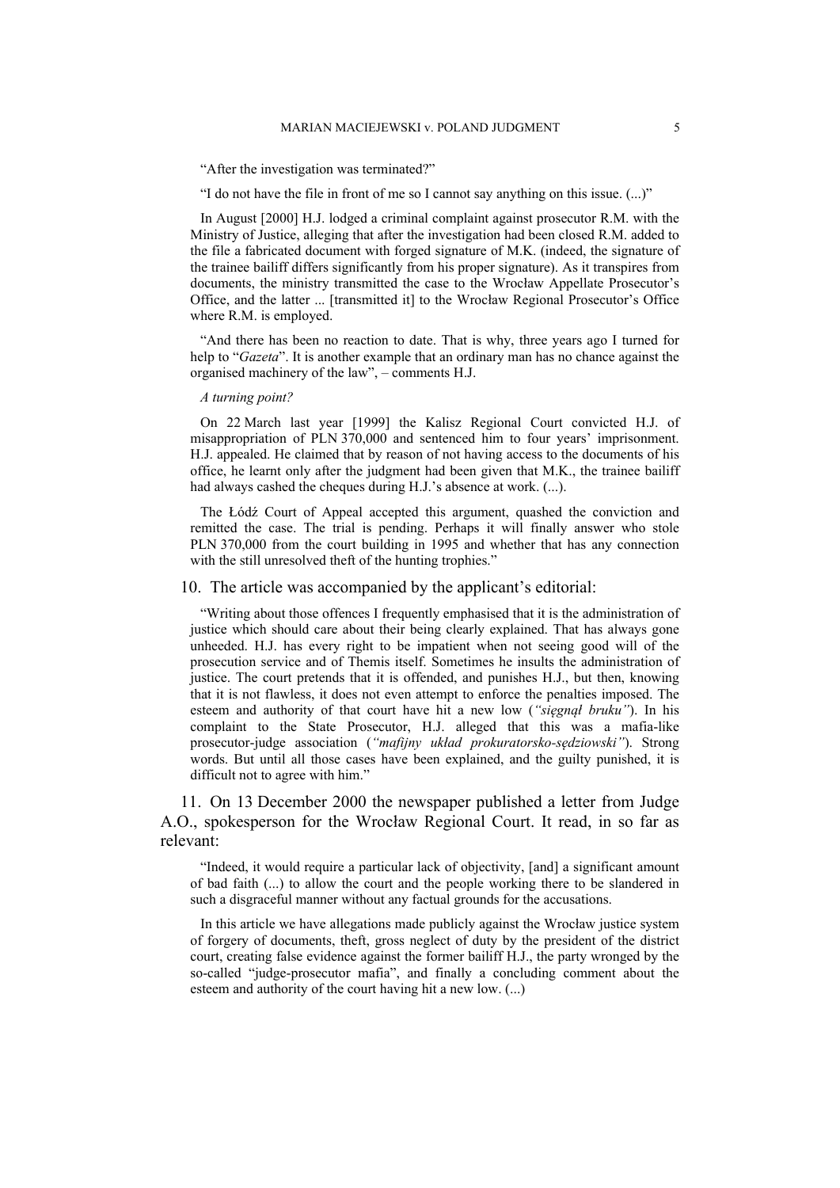“After the investigation was terminated?”

“I do not have the file in front of me so I cannot say anything on this issue. (...)”

In August [2000] H.J. lodged a criminal complaint against prosecutor R.M. with the Ministry of Justice, alleging that after the investigation had been closed R.M. added to the file a fabricated document with forged signature of M.K. (indeed, the signature of the trainee bailiff differs significantly from his proper signature). As it transpires from documents, the ministry transmitted the case to the Wrocław Appellate Prosecutor’s Office, and the latter ... [transmitted it] to the Wrocław Regional Prosecutor’s Office where R.M. is employed.

“And there has been no reaction to date. That is why, three years ago I turned for help to “*Gazeta*”. It is another example that an ordinary man has no chance against the organised machinery of the law”, – comments H.J.

*A turning point?*

On 22 March last year [1999] the Kalisz Regional Court convicted H.J. of misappropriation of PLN 370,000 and sentenced him to four years’ imprisonment. H.J. appealed. He claimed that by reason of not having access to the documents of his office, he learnt only after the judgment had been given that M.K., the trainee bailiff had always cashed the cheques during H.J.’s absence at work. (...).

The Łódź Court of Appeal accepted this argument, quashed the conviction and remitted the case. The trial is pending. Perhaps it will finally answer who stole PLN 370,000 from the court building in 1995 and whether that has any connection with the still unresolved theft of the hunting trophies.”

10. The article was accompanied by the applicant’s editorial:

“Writing about those offences I frequently emphasised that it is the administration of justice which should care about their being clearly explained. That has always gone unheeded. H.J. has every right to be impatient when not seeing good will of the prosecution service and of Themis itself. Sometimes he insults the administration of justice. The court pretends that it is offended, and punishes H.J., but then, knowing that it is not flawless, it does not even attempt to enforce the penalties imposed. The esteem and authority of that court have hit a new low (*“sięgnął bruku”*). In his complaint to the State Prosecutor, H.J. alleged that this was a mafia-like prosecutor-judge association (*“mafijny układ prokuratorsko-sędziowski”*). Strong words. But until all those cases have been explained, and the guilty punished, it is difficult not to agree with him.”

11. On 13 December 2000 the newspaper published a letter from Judge A.O., spokesperson for the Wrocław Regional Court. It read, in so far as relevant:

“Indeed, it would require a particular lack of objectivity, [and] a significant amount of bad faith (...) to allow the court and the people working there to be slandered in such a disgraceful manner without any factual grounds for the accusations.

In this article we have allegations made publicly against the Wrocław justice system of forgery of documents, theft, gross neglect of duty by the president of the district court, creating false evidence against the former bailiff H.J., the party wronged by the so-called “judge-prosecutor mafia”, and finally a concluding comment about the esteem and authority of the court having hit a new low. (...)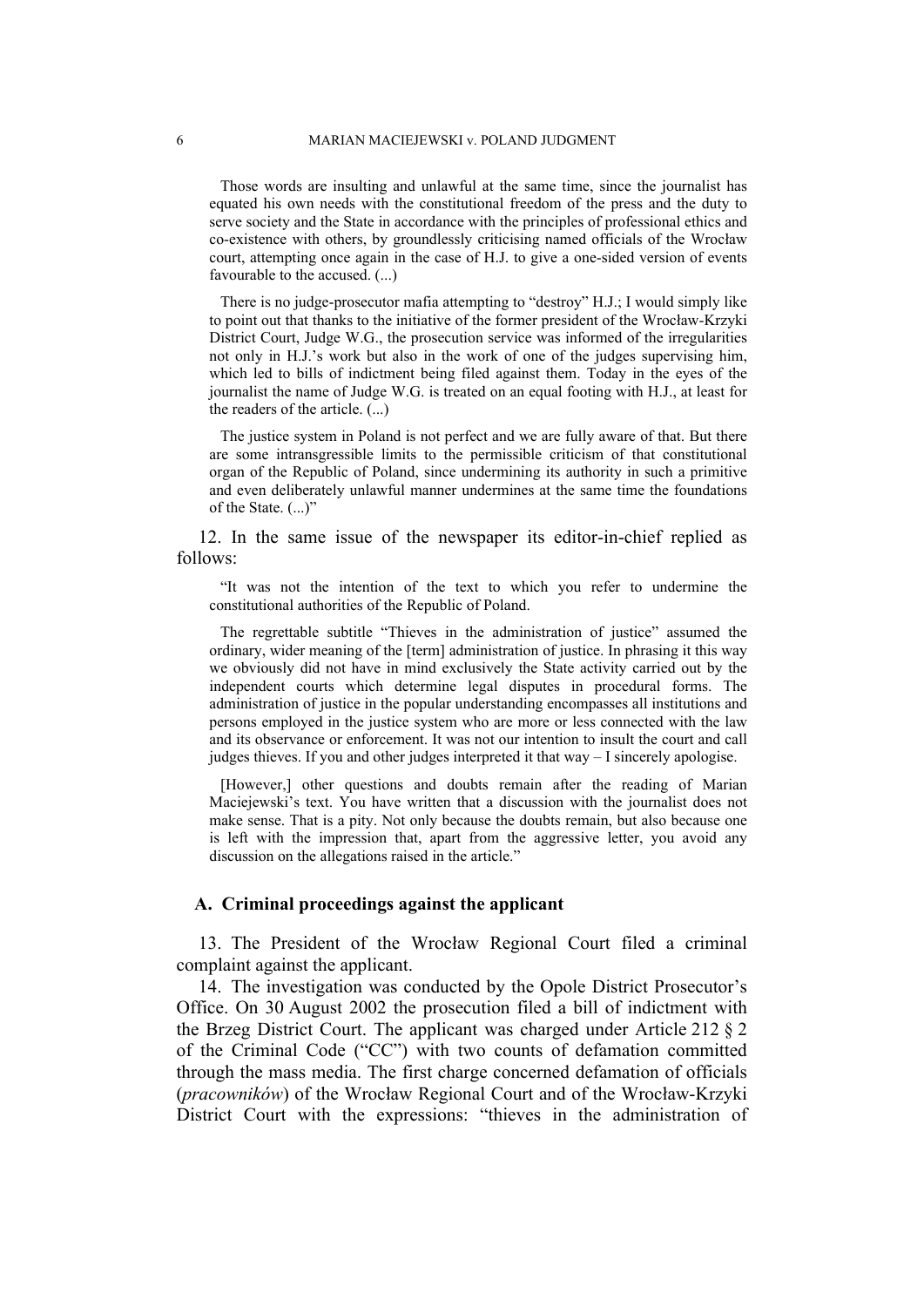> Those words are insulting and unlawful at the same time, since the journalist has equated his own needs with the constitutional freedom of the press and the duty to serve society and the State in accordance with the principles of professional ethics and co-existence with others, by groundlessly criticising named officials of the Wrocław court, attempting once again in the case of H.J. to give a one-sided version of events favourable to the accused. (...)
>
> There is no judge-prosecutor mafia attempting to "destroy" H.J.; I would simply like to point out that thanks to the initiative of the former president of the Wrocław-Krzyki District Court, Judge W.G., the prosecution service was informed of the irregularities not only in H.J.'s work but also in the work of one of the judges supervising him, which led to bills of indictment being filed against them. Today in the eyes of the journalist the name of Judge W.G. is treated on an equal footing with H.J., at least for the readers of the article. (...)
>
> The justice system in Poland is not perfect and we are fully aware of that. But there are some intransgressible limits to the permissible criticism of that constitutional organ of the Republic of Poland, since undermining its authority in such a primitive and even deliberately unlawful manner undermines at the same time the foundations of the State. (...)"

12. In the same issue of the newspaper its editor-in-chief replied as follows:

> "It was not the intention of the text to which you refer to undermine the constitutional authorities of the Republic of Poland.
>
> The regrettable subtitle "Thieves in the administration of justice" assumed the ordinary, wider meaning of the [term] administration of justice. In phrasing it this way we obviously did not have in mind exclusively the State activity carried out by the independent courts which determine legal disputes in procedural forms. The administration of justice in the popular understanding encompasses all institutions and persons employed in the justice system who are more or less connected with the law and its observance or enforcement. It was not our intention to insult the court and call judges thieves. If you and other judges interpreted it that way – I sincerely apologise.
>
> [However,] other questions and doubts remain after the reading of Marian Maciejewski's text. You have written that a discussion with the journalist does not make sense. That is a pity. Not only because the doubts remain, but also because one is left with the impression that, apart from the aggressive letter, you avoid any discussion on the allegations raised in the article."

### A. Criminal proceedings against the applicant

13. The President of the Wrocław Regional Court filed a criminal complaint against the applicant.

14. The investigation was conducted by the Opole District Prosecutor's Office. On 30 August 2002 the prosecution filed a bill of indictment with the Brzeg District Court. The applicant was charged under Article 212 § 2 of the Criminal Code ("CC") with two counts of defamation committed through the mass media. The first charge concerned defamation of officials (*pracowników*) of the Wrocław Regional Court and of the Wrocław-Krzyki District Court with the expressions: "thieves in the administration of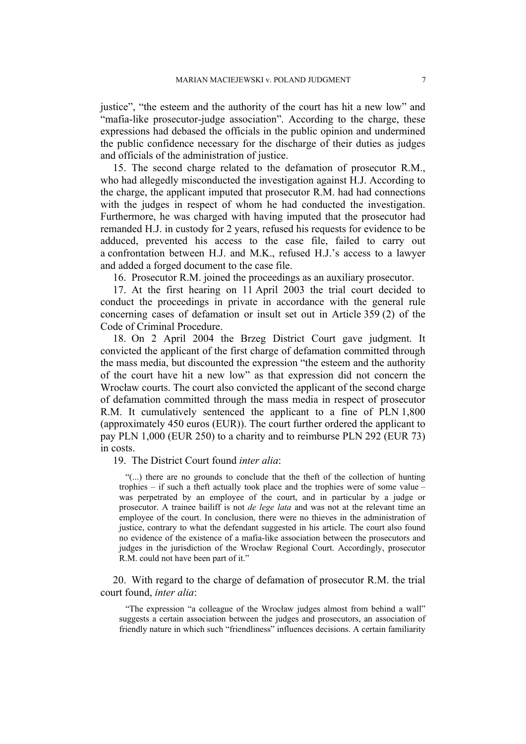justice", "the esteem and the authority of the court has hit a new low" and "mafia-like prosecutor-judge association". According to the charge, these expressions had debased the officials in the public opinion and undermined the public confidence necessary for the discharge of their duties as judges and officials of the administration of justice.

15. The second charge related to the defamation of prosecutor R.M., who had allegedly misconducted the investigation against H.J. According to the charge, the applicant imputed that prosecutor R.M. had had connections with the judges in respect of whom he had conducted the investigation. Furthermore, he was charged with having imputed that the prosecutor had remanded H.J. in custody for 2 years, refused his requests for evidence to be adduced, prevented his access to the case file, failed to carry out a confrontation between H.J. and M.K., refused H.J.'s access to a lawyer and added a forged document to the case file.

16. Prosecutor R.M. joined the proceedings as an auxiliary prosecutor.

17. At the first hearing on 11 April 2003 the trial court decided to conduct the proceedings in private in accordance with the general rule concerning cases of defamation or insult set out in Article 359 (2) of the Code of Criminal Procedure.

18. On 2 April 2004 the Brzeg District Court gave judgment. It convicted the applicant of the first charge of defamation committed through the mass media, but discounted the expression "the esteem and the authority of the court have hit a new low" as that expression did not concern the Wrocław courts. The court also convicted the applicant of the second charge of defamation committed through the mass media in respect of prosecutor R.M. It cumulatively sentenced the applicant to a fine of PLN 1,800 (approximately 450 euros (EUR)). The court further ordered the applicant to pay PLN 1,000 (EUR 250) to a charity and to reimburse PLN 292 (EUR 73) in costs.

19. The District Court found *inter alia*:

> "(...) there are no grounds to conclude that the theft of the collection of hunting trophies – if such a theft actually took place and the trophies were of some value – was perpetrated by an employee of the court, and in particular by a judge or prosecutor. A trainee bailiff is not *de lege lata* and was not at the relevant time an employee of the court. In conclusion, there were no thieves in the administration of justice, contrary to what the defendant suggested in his article. The court also found no evidence of the existence of a mafia-like association between the prosecutors and judges in the jurisdiction of the Wrocław Regional Court. Accordingly, prosecutor R.M. could not have been part of it."

20. With regard to the charge of defamation of prosecutor R.M. the trial court found, *inter alia*:

> "The expression "a colleague of the Wrocław judges almost from behind a wall" suggests a certain association between the judges and prosecutors, an association of friendly nature in which such "friendliness" influences decisions. A certain familiarity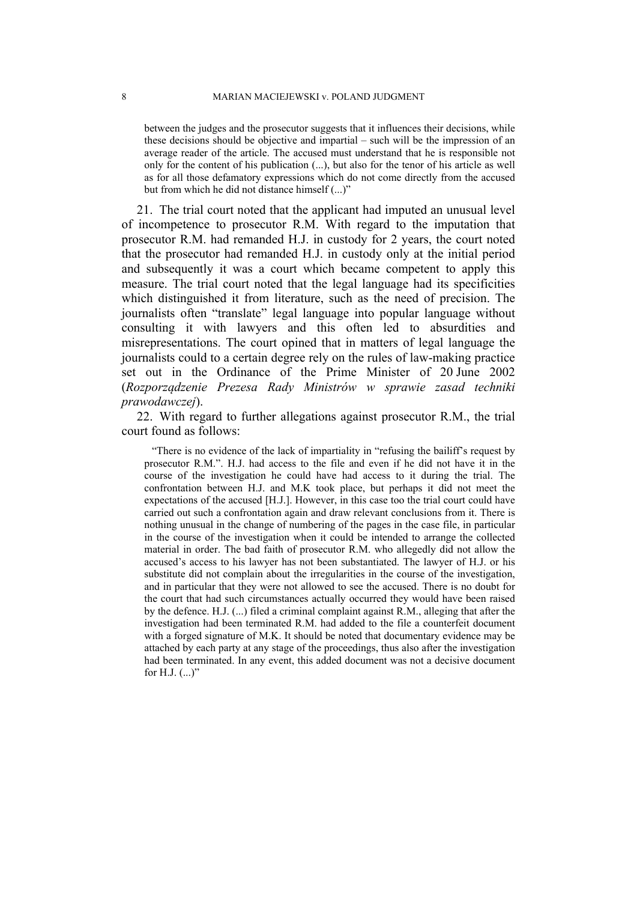> between the judges and the prosecutor suggests that it influences their decisions, while these decisions should be objective and impartial – such will be the impression of an average reader of the article. The accused must understand that he is responsible not only for the content of his publication (...), but also for the tenor of his article as well as for all those defamatory expressions which do not come directly from the accused but from which he did not distance himself (...)"

21. The trial court noted that the applicant had imputed an unusual level of incompetence to prosecutor R.M. With regard to the imputation that prosecutor R.M. had remanded H.J. in custody for 2 years, the court noted that the prosecutor had remanded H.J. in custody only at the initial period and subsequently it was a court which became competent to apply this measure. The trial court noted that the legal language had its specificities which distinguished it from literature, such as the need of precision. The journalists often "translate" legal language into popular language without consulting it with lawyers and this often led to absurdities and misrepresentations. The court opined that in matters of legal language the journalists could to a certain degree rely on the rules of law-making practice set out in the Ordinance of the Prime Minister of 20 June 2002 (*Rozporządzenie Prezesa Rady Ministrów w sprawie zasad techniki prawodawczej*).

22. With regard to further allegations against prosecutor R.M., the trial court found as follows:

> "There is no evidence of the lack of impartiality in "refusing the bailiff's request by prosecutor R.M.". H.J. had access to the file and even if he did not have it in the course of the investigation he could have had access to it during the trial. The confrontation between H.J. and M.K took place, but perhaps it did not meet the expectations of the accused [H.J.]. However, in this case too the trial court could have carried out such a confrontation again and draw relevant conclusions from it. There is nothing unusual in the change of numbering of the pages in the case file, in particular in the course of the investigation when it could be intended to arrange the collected material in order. The bad faith of prosecutor R.M. who allegedly did not allow the accused's access to his lawyer has not been substantiated. The lawyer of H.J. or his substitute did not complain about the irregularities in the course of the investigation, and in particular that they were not allowed to see the accused. There is no doubt for the court that had such circumstances actually occurred they would have been raised by the defence. H.J. (...) filed a criminal complaint against R.M., alleging that after the investigation had been terminated R.M. had added to the file a counterfeit document with a forged signature of M.K. It should be noted that documentary evidence may be attached by each party at any stage of the proceedings, thus also after the investigation had been terminated. In any event, this added document was not a decisive document for H.J. (...)"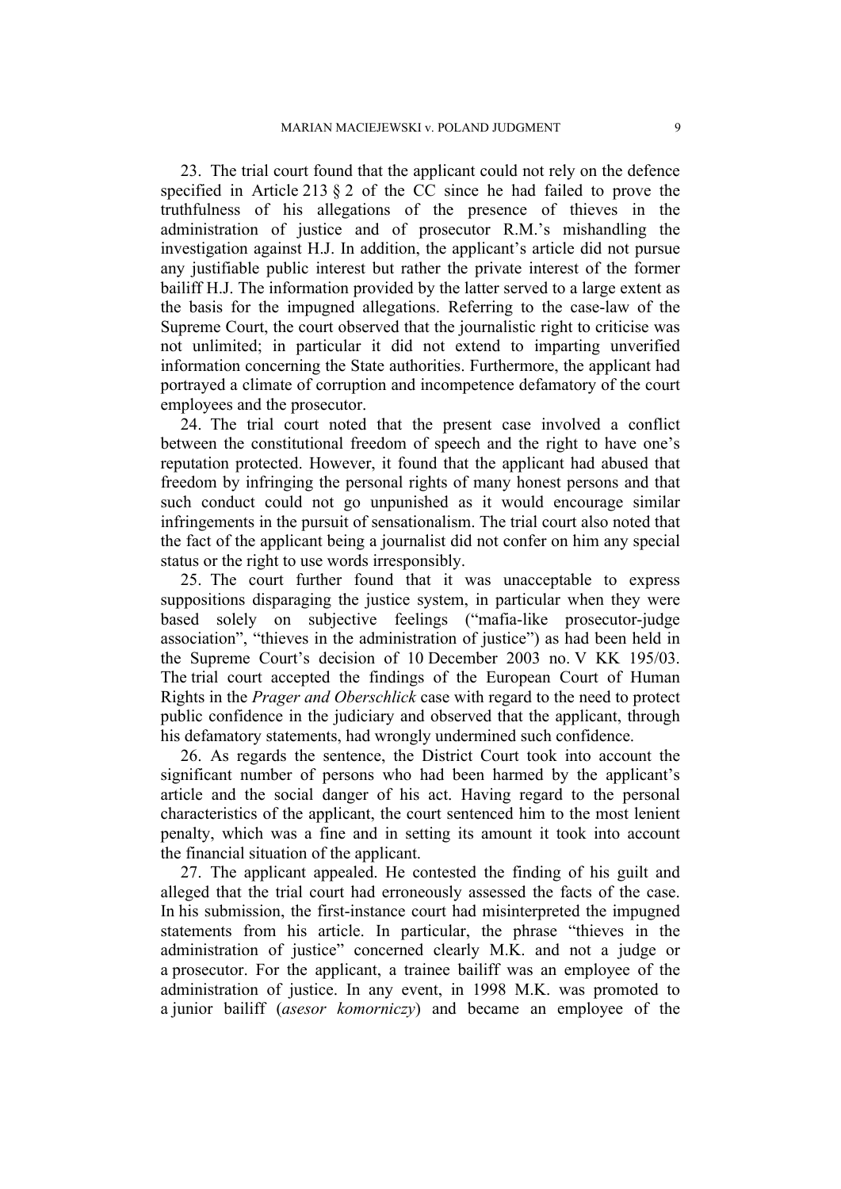23. The trial court found that the applicant could not rely on the defence specified in Article 213 § 2 of the CC since he had failed to prove the truthfulness of his allegations of the presence of thieves in the administration of justice and of prosecutor R.M.'s mishandling the investigation against H.J. In addition, the applicant's article did not pursue any justifiable public interest but rather the private interest of the former bailiff H.J. The information provided by the latter served to a large extent as the basis for the impugned allegations. Referring to the case-law of the Supreme Court, the court observed that the journalistic right to criticise was not unlimited; in particular it did not extend to imparting unverified information concerning the State authorities. Furthermore, the applicant had portrayed a climate of corruption and incompetence defamatory of the court employees and the prosecutor.

24. The trial court noted that the present case involved a conflict between the constitutional freedom of speech and the right to have one's reputation protected. However, it found that the applicant had abused that freedom by infringing the personal rights of many honest persons and that such conduct could not go unpunished as it would encourage similar infringements in the pursuit of sensationalism. The trial court also noted that the fact of the applicant being a journalist did not confer on him any special status or the right to use words irresponsibly.

25. The court further found that it was unacceptable to express suppositions disparaging the justice system, in particular when they were based solely on subjective feelings ("mafia-like prosecutor-judge association", "thieves in the administration of justice") as had been held in the Supreme Court's decision of 10 December 2003 no. V KK 195/03. The trial court accepted the findings of the European Court of Human Rights in the *Prager and Oberschlick* case with regard to the need to protect public confidence in the judiciary and observed that the applicant, through his defamatory statements, had wrongly undermined such confidence.

26. As regards the sentence, the District Court took into account the significant number of persons who had been harmed by the applicant's article and the social danger of his act. Having regard to the personal characteristics of the applicant, the court sentenced him to the most lenient penalty, which was a fine and in setting its amount it took into account the financial situation of the applicant.

27. The applicant appealed. He contested the finding of his guilt and alleged that the trial court had erroneously assessed the facts of the case. In his submission, the first-instance court had misinterpreted the impugned statements from his article. In particular, the phrase "thieves in the administration of justice" concerned clearly M.K. and not a judge or a prosecutor. For the applicant, a trainee bailiff was an employee of the administration of justice. In any event, in 1998 M.K. was promoted to a junior bailiff (*asesor komorniczy*) and became an employee of the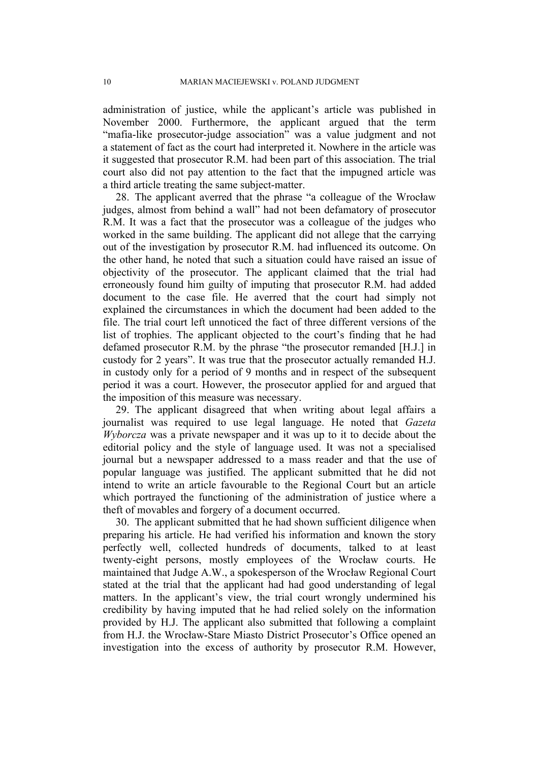administration of justice, while the applicant's article was published in November 2000. Furthermore, the applicant argued that the term "mafia-like prosecutor-judge association" was a value judgment and not a statement of fact as the court had interpreted it. Nowhere in the article was it suggested that prosecutor R.M. had been part of this association. The trial court also did not pay attention to the fact that the impugned article was a third article treating the same subject-matter.

28. The applicant averred that the phrase "a colleague of the Wrocław judges, almost from behind a wall" had not been defamatory of prosecutor R.M. It was a fact that the prosecutor was a colleague of the judges who worked in the same building. The applicant did not allege that the carrying out of the investigation by prosecutor R.M. had influenced its outcome. On the other hand, he noted that such a situation could have raised an issue of objectivity of the prosecutor. The applicant claimed that the trial had erroneously found him guilty of imputing that prosecutor R.M. had added document to the case file. He averred that the court had simply not explained the circumstances in which the document had been added to the file. The trial court left unnoticed the fact of three different versions of the list of trophies. The applicant objected to the court's finding that he had defamed prosecutor R.M. by the phrase "the prosecutor remanded [H.J.] in custody for 2 years". It was true that the prosecutor actually remanded H.J. in custody only for a period of 9 months and in respect of the subsequent period it was a court. However, the prosecutor applied for and argued that the imposition of this measure was necessary.

29. The applicant disagreed that when writing about legal affairs a journalist was required to use legal language. He noted that *Gazeta Wyborcza* was a private newspaper and it was up to it to decide about the editorial policy and the style of language used. It was not a specialised journal but a newspaper addressed to a mass reader and that the use of popular language was justified. The applicant submitted that he did not intend to write an article favourable to the Regional Court but an article which portrayed the functioning of the administration of justice where a theft of movables and forgery of a document occurred.

30. The applicant submitted that he had shown sufficient diligence when preparing his article. He had verified his information and known the story perfectly well, collected hundreds of documents, talked to at least twenty-eight persons, mostly employees of the Wrocław courts. He maintained that Judge A.W., a spokesperson of the Wrocław Regional Court stated at the trial that the applicant had had good understanding of legal matters. In the applicant's view, the trial court wrongly undermined his credibility by having imputed that he had relied solely on the information provided by H.J. The applicant also submitted that following a complaint from H.J. the Wrocław-Stare Miasto District Prosecutor's Office opened an investigation into the excess of authority by prosecutor R.M. However,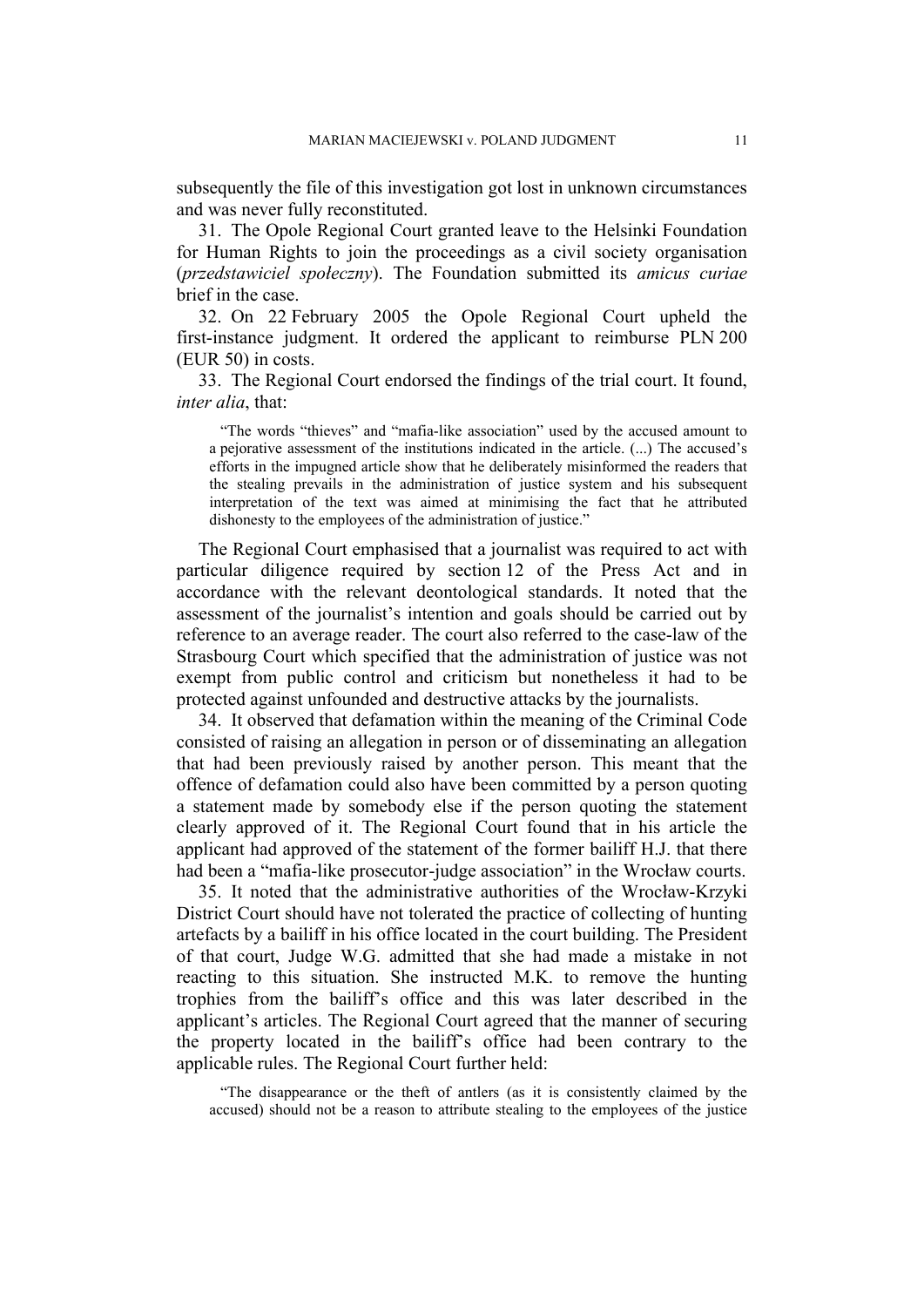subsequently the file of this investigation got lost in unknown circumstances and was never fully reconstituted.

31. The Opole Regional Court granted leave to the Helsinki Foundation for Human Rights to join the proceedings as a civil society organisation (*przedstawiciel społeczny*). The Foundation submitted its *amicus curiae* brief in the case.

32. On 22 February 2005 the Opole Regional Court upheld the first-instance judgment. It ordered the applicant to reimburse PLN 200 (EUR 50) in costs.

33. The Regional Court endorsed the findings of the trial court. It found, *inter alia*, that:

> "The words "thieves" and "mafia-like association" used by the accused amount to a pejorative assessment of the institutions indicated in the article. (...) The accused's efforts in the impugned article show that he deliberately misinformed the readers that the stealing prevails in the administration of justice system and his subsequent interpretation of the text was aimed at minimising the fact that he attributed dishonesty to the employees of the administration of justice."

The Regional Court emphasised that a journalist was required to act with particular diligence required by section 12 of the Press Act and in accordance with the relevant deontological standards. It noted that the assessment of the journalist's intention and goals should be carried out by reference to an average reader. The court also referred to the case-law of the Strasbourg Court which specified that the administration of justice was not exempt from public control and criticism but nonetheless it had to be protected against unfounded and destructive attacks by the journalists.

34. It observed that defamation within the meaning of the Criminal Code consisted of raising an allegation in person or of disseminating an allegation that had been previously raised by another person. This meant that the offence of defamation could also have been committed by a person quoting a statement made by somebody else if the person quoting the statement clearly approved of it. The Regional Court found that in his article the applicant had approved of the statement of the former bailiff H.J. that there had been a "mafia-like prosecutor-judge association" in the Wrocław courts.

35. It noted that the administrative authorities of the Wrocław-Krzyki District Court should have not tolerated the practice of collecting of hunting artefacts by a bailiff in his office located in the court building. The President of that court, Judge W.G. admitted that she had made a mistake in not reacting to this situation. She instructed M.K. to remove the hunting trophies from the bailiff's office and this was later described in the applicant's articles. The Regional Court agreed that the manner of securing the property located in the bailiff's office had been contrary to the applicable rules. The Regional Court further held:

> "The disappearance or the theft of antlers (as it is consistently claimed by the accused) should not be a reason to attribute stealing to the employees of the justice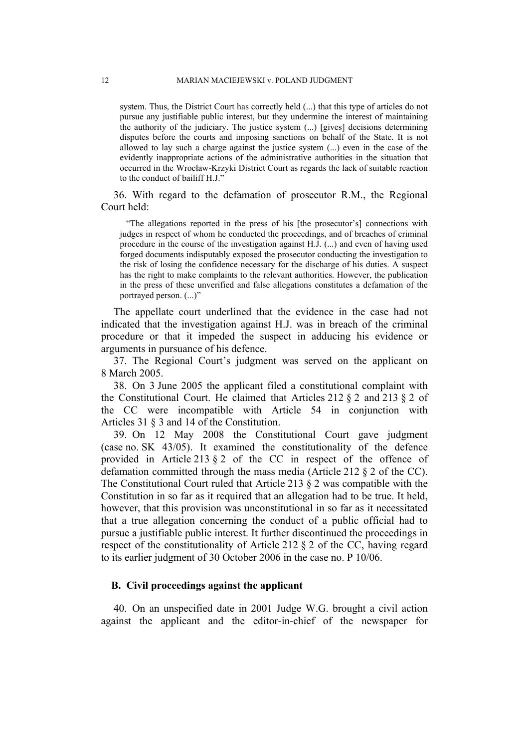> system. Thus, the District Court has correctly held (...) that this type of articles do not pursue any justifiable public interest, but they undermine the interest of maintaining the authority of the judiciary. The justice system (...) [gives] decisions determining disputes before the courts and imposing sanctions on behalf of the State. It is not allowed to lay such a charge against the justice system (...) even in the case of the evidently inappropriate actions of the administrative authorities in the situation that occurred in the Wrocław-Krzyki District Court as regards the lack of suitable reaction to the conduct of bailiff H.J."

36. With regard to the defamation of prosecutor R.M., the Regional Court held:

> "The allegations reported in the press of his [the prosecutor's] connections with judges in respect of whom he conducted the proceedings, and of breaches of criminal procedure in the course of the investigation against H.J. (...) and even of having used forged documents indisputably exposed the prosecutor conducting the investigation to the risk of losing the confidence necessary for the discharge of his duties. A suspect has the right to make complaints to the relevant authorities. However, the publication in the press of these unverified and false allegations constitutes a defamation of the portrayed person. (...)"

The appellate court underlined that the evidence in the case had not indicated that the investigation against H.J. was in breach of the criminal procedure or that it impeded the suspect in adducing his evidence or arguments in pursuance of his defence.

37. The Regional Court's judgment was served on the applicant on 8 March 2005.

38. On 3 June 2005 the applicant filed a constitutional complaint with the Constitutional Court. He claimed that Articles 212 § 2 and 213 § 2 of the CC were incompatible with Article 54 in conjunction with Articles 31 § 3 and 14 of the Constitution.

39. On 12 May 2008 the Constitutional Court gave judgment (case no. SK 43/05). It examined the constitutionality of the defence provided in Article 213 § 2 of the CC in respect of the offence of defamation committed through the mass media (Article 212 § 2 of the CC). The Constitutional Court ruled that Article 213 § 2 was compatible with the Constitution in so far as it required that an allegation had to be true. It held, however, that this provision was unconstitutional in so far as it necessitated that a true allegation concerning the conduct of a public official had to pursue a justifiable public interest. It further discontinued the proceedings in respect of the constitutionality of Article 212 § 2 of the CC, having regard to its earlier judgment of 30 October 2006 in the case no. P 10/06.

### B. Civil proceedings against the applicant

40. On an unspecified date in 2001 Judge W.G. brought a civil action against the applicant and the editor-in-chief of the newspaper for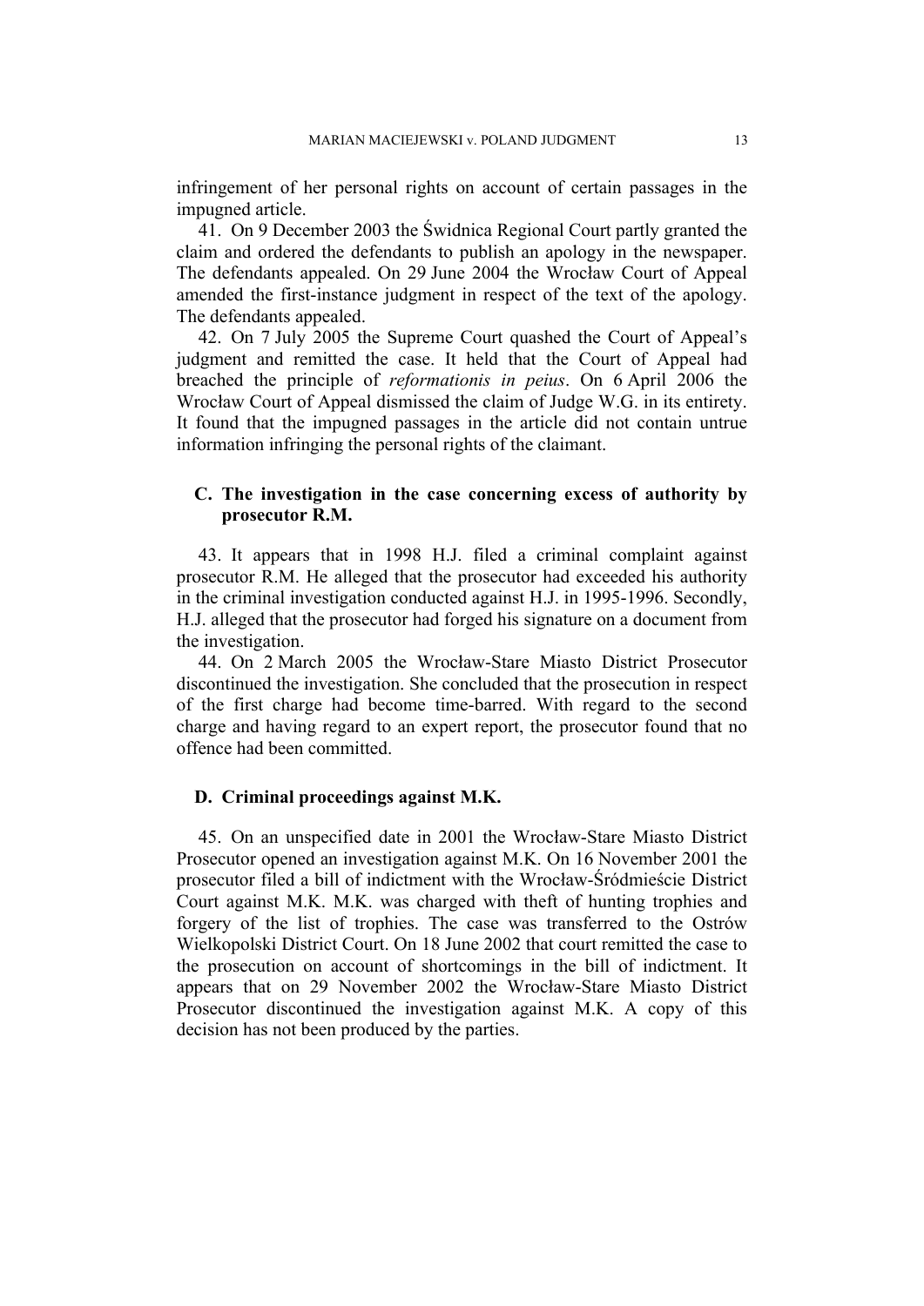infringement of her personal rights on account of certain passages in the impugned article.

41. On 9 December 2003 the Świdnica Regional Court partly granted the claim and ordered the defendants to publish an apology in the newspaper. The defendants appealed. On 29 June 2004 the Wrocław Court of Appeal amended the first-instance judgment in respect of the text of the apology. The defendants appealed.

42. On 7 July 2005 the Supreme Court quashed the Court of Appeal's judgment and remitted the case. It held that the Court of Appeal had breached the principle of *reformationis in peius*. On 6 April 2006 the Wrocław Court of Appeal dismissed the claim of Judge W.G. in its entirety. It found that the impugned passages in the article did not contain untrue information infringing the personal rights of the claimant.

### C. The investigation in the case concerning excess of authority by prosecutor R.M.

43. It appears that in 1998 H.J. filed a criminal complaint against prosecutor R.M. He alleged that the prosecutor had exceeded his authority in the criminal investigation conducted against H.J. in 1995-1996. Secondly, H.J. alleged that the prosecutor had forged his signature on a document from the investigation.

44. On 2 March 2005 the Wrocław-Stare Miasto District Prosecutor discontinued the investigation. She concluded that the prosecution in respect of the first charge had become time-barred. With regard to the second charge and having regard to an expert report, the prosecutor found that no offence had been committed.

### D. Criminal proceedings against M.K.

45. On an unspecified date in 2001 the Wrocław-Stare Miasto District Prosecutor opened an investigation against M.K. On 16 November 2001 the prosecutor filed a bill of indictment with the Wrocław-Śródmieście District Court against M.K. M.K. was charged with theft of hunting trophies and forgery of the list of trophies. The case was transferred to the Ostrów Wielkopolski District Court. On 18 June 2002 that court remitted the case to the prosecution on account of shortcomings in the bill of indictment. It appears that on 29 November 2002 the Wrocław-Stare Miasto District Prosecutor discontinued the investigation against M.K. A copy of this decision has not been produced by the parties.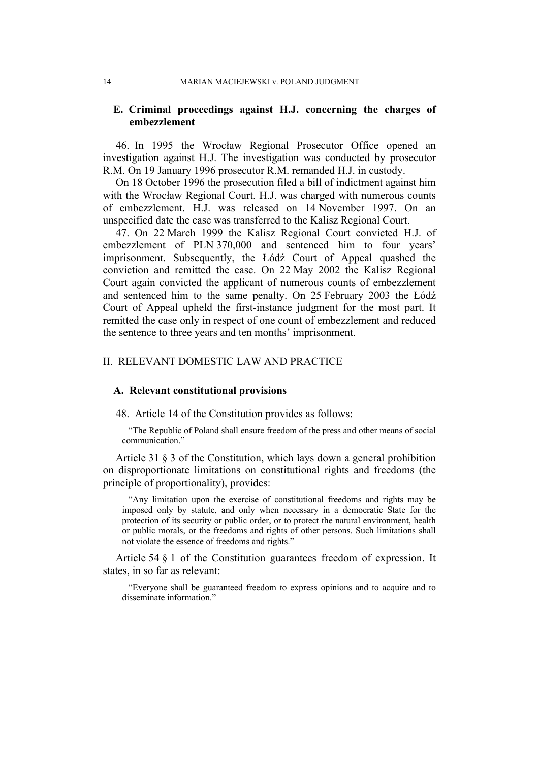### E. Criminal proceedings against H.J. concerning the charges of embezzlement

46. In 1995 the Wrocław Regional Prosecutor Office opened an investigation against H.J. The investigation was conducted by prosecutor R.M. On 19 January 1996 prosecutor R.M. remanded H.J. in custody.

On 18 October 1996 the prosecution filed a bill of indictment against him with the Wrocław Regional Court. H.J. was charged with numerous counts of embezzlement. H.J. was released on 14 November 1997. On an unspecified date the case was transferred to the Kalisz Regional Court.

47. On 22 March 1999 the Kalisz Regional Court convicted H.J. of embezzlement of PLN 370,000 and sentenced him to four years' imprisonment. Subsequently, the Łódź Court of Appeal quashed the conviction and remitted the case. On 22 May 2002 the Kalisz Regional Court again convicted the applicant of numerous counts of embezzlement and sentenced him to the same penalty. On 25 February 2003 the Łódź Court of Appeal upheld the first-instance judgment for the most part. It remitted the case only in respect of one count of embezzlement and reduced the sentence to three years and ten months' imprisonment.

## II. RELEVANT DOMESTIC LAW AND PRACTICE

### A. Relevant constitutional provisions

48. Article 14 of the Constitution provides as follows:

> "The Republic of Poland shall ensure freedom of the press and other means of social communication."

Article 31 § 3 of the Constitution, which lays down a general prohibition on disproportionate limitations on constitutional rights and freedoms (the principle of proportionality), provides:

> "Any limitation upon the exercise of constitutional freedoms and rights may be imposed only by statute, and only when necessary in a democratic State for the protection of its security or public order, or to protect the natural environment, health or public morals, or the freedoms and rights of other persons. Such limitations shall not violate the essence of freedoms and rights."

Article 54 § 1 of the Constitution guarantees freedom of expression. It states, in so far as relevant:

> "Everyone shall be guaranteed freedom to express opinions and to acquire and to disseminate information."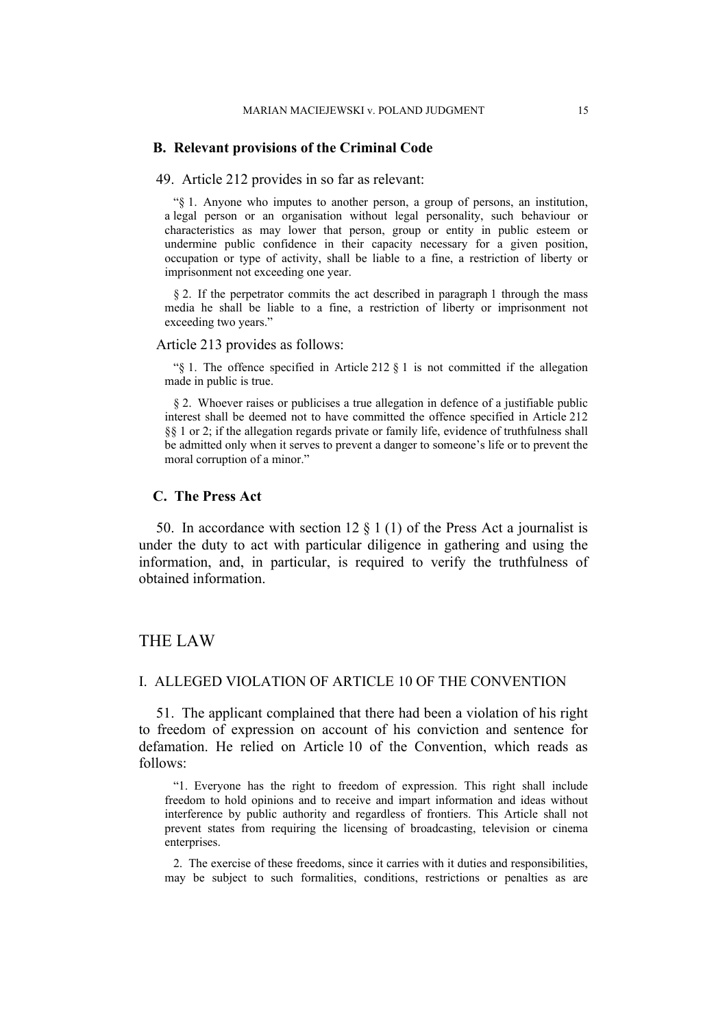### B. Relevant provisions of the Criminal Code

49. Article 212 provides in so far as relevant:

> "§ 1. Anyone who imputes to another person, a group of persons, an institution, a legal person or an organisation without legal personality, such behaviour or characteristics as may lower that person, group or entity in public esteem or undermine public confidence in their capacity necessary for a given position, occupation or type of activity, shall be liable to a fine, a restriction of liberty or imprisonment not exceeding one year.
>
> § 2. If the perpetrator commits the act described in paragraph 1 through the mass media he shall be liable to a fine, a restriction of liberty or imprisonment not exceeding two years."

Article 213 provides as follows:

> "§ 1. The offence specified in Article 212 § 1 is not committed if the allegation made in public is true.
>
> § 2. Whoever raises or publicises a true allegation in defence of a justifiable public interest shall be deemed not to have committed the offence specified in Article 212 §§ 1 or 2; if the allegation regards private or family life, evidence of truthfulness shall be admitted only when it serves to prevent a danger to someone's life or to prevent the moral corruption of a minor."

### C. The Press Act

50. In accordance with section 12 § 1 (1) of the Press Act a journalist is under the duty to act with particular diligence in gathering and using the information, and, in particular, is required to verify the truthfulness of obtained information.

## THE LAW

### I. ALLEGED VIOLATION OF ARTICLE 10 OF THE CONVENTION

51. The applicant complained that there had been a violation of his right to freedom of expression on account of his conviction and sentence for defamation. He relied on Article 10 of the Convention, which reads as follows:

> "1. Everyone has the right to freedom of expression. This right shall include freedom to hold opinions and to receive and impart information and ideas without interference by public authority and regardless of frontiers. This Article shall not prevent states from requiring the licensing of broadcasting, television or cinema enterprises.
>
> 2. The exercise of these freedoms, since it carries with it duties and responsibilities, may be subject to such formalities, conditions, restrictions or penalties as are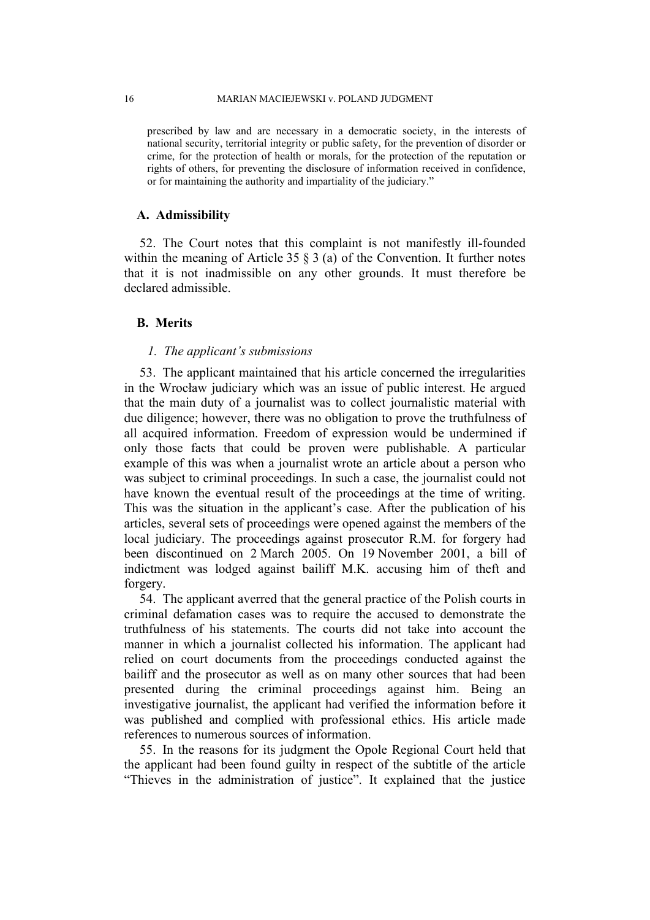prescribed by law and are necessary in a democratic society, in the interests of national security, territorial integrity or public safety, for the prevention of disorder or crime, for the protection of health or morals, for the protection of the reputation or rights of others, for preventing the disclosure of information received in confidence, or for maintaining the authority and impartiality of the judiciary."

## A. Admissibility

52. The Court notes that this complaint is not manifestly ill-founded within the meaning of Article 35 § 3 (a) of the Convention. It further notes that it is not inadmissible on any other grounds. It must therefore be declared admissible.

## B. Merits

### *1. The applicant's submissions*

53. The applicant maintained that his article concerned the irregularities in the Wrocław judiciary which was an issue of public interest. He argued that the main duty of a journalist was to collect journalistic material with due diligence; however, there was no obligation to prove the truthfulness of all acquired information. Freedom of expression would be undermined if only those facts that could be proven were publishable. A particular example of this was when a journalist wrote an article about a person who was subject to criminal proceedings. In such a case, the journalist could not have known the eventual result of the proceedings at the time of writing. This was the situation in the applicant's case. After the publication of his articles, several sets of proceedings were opened against the members of the local judiciary. The proceedings against prosecutor R.M. for forgery had been discontinued on 2 March 2005. On 19 November 2001, a bill of indictment was lodged against bailiff M.K. accusing him of theft and forgery.

54. The applicant averred that the general practice of the Polish courts in criminal defamation cases was to require the accused to demonstrate the truthfulness of his statements. The courts did not take into account the manner in which a journalist collected his information. The applicant had relied on court documents from the proceedings conducted against the bailiff and the prosecutor as well as on many other sources that had been presented during the criminal proceedings against him. Being an investigative journalist, the applicant had verified the information before it was published and complied with professional ethics. His article made references to numerous sources of information.

55. In the reasons for its judgment the Opole Regional Court held that the applicant had been found guilty in respect of the subtitle of the article "Thieves in the administration of justice". It explained that the justice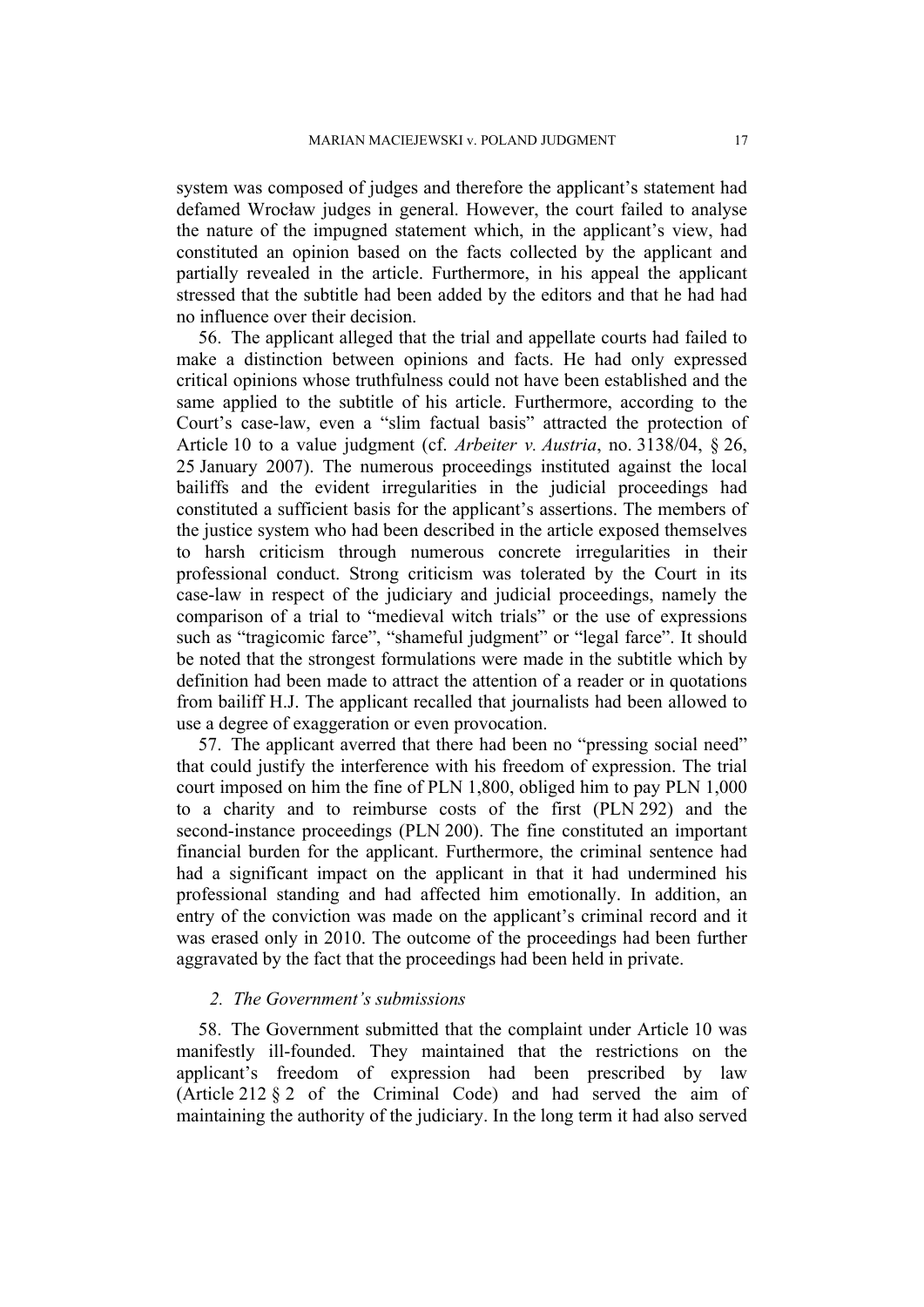system was composed of judges and therefore the applicant's statement had defamed Wrocław judges in general. However, the court failed to analyse the nature of the impugned statement which, in the applicant's view, had constituted an opinion based on the facts collected by the applicant and partially revealed in the article. Furthermore, in his appeal the applicant stressed that the subtitle had been added by the editors and that he had had no influence over their decision.

56. The applicant alleged that the trial and appellate courts had failed to make a distinction between opinions and facts. He had only expressed critical opinions whose truthfulness could not have been established and the same applied to the subtitle of his article. Furthermore, according to the Court's case-law, even a "slim factual basis" attracted the protection of Article 10 to a value judgment (cf. *Arbeiter v. Austria*, no. 3138/04, § 26, 25 January 2007). The numerous proceedings instituted against the local bailiffs and the evident irregularities in the judicial proceedings had constituted a sufficient basis for the applicant's assertions. The members of the justice system who had been described in the article exposed themselves to harsh criticism through numerous concrete irregularities in their professional conduct. Strong criticism was tolerated by the Court in its case-law in respect of the judiciary and judicial proceedings, namely the comparison of a trial to "medieval witch trials" or the use of expressions such as "tragicomic farce", "shameful judgment" or "legal farce". It should be noted that the strongest formulations were made in the subtitle which by definition had been made to attract the attention of a reader or in quotations from bailiff H.J. The applicant recalled that journalists had been allowed to use a degree of exaggeration or even provocation.

57. The applicant averred that there had been no "pressing social need" that could justify the interference with his freedom of expression. The trial court imposed on him the fine of PLN 1,800, obliged him to pay PLN 1,000 to a charity and to reimburse costs of the first (PLN 292) and the second-instance proceedings (PLN 200). The fine constituted an important financial burden for the applicant. Furthermore, the criminal sentence had had a significant impact on the applicant in that it had undermined his professional standing and had affected him emotionally. In addition, an entry of the conviction was made on the applicant's criminal record and it was erased only in 2010. The outcome of the proceedings had been further aggravated by the fact that the proceedings had been held in private.

### *2. The Government's submissions*

58. The Government submitted that the complaint under Article 10 was manifestly ill-founded. They maintained that the restrictions on the applicant's freedom of expression had been prescribed by law (Article 212 § 2 of the Criminal Code) and had served the aim of maintaining the authority of the judiciary. In the long term it had also served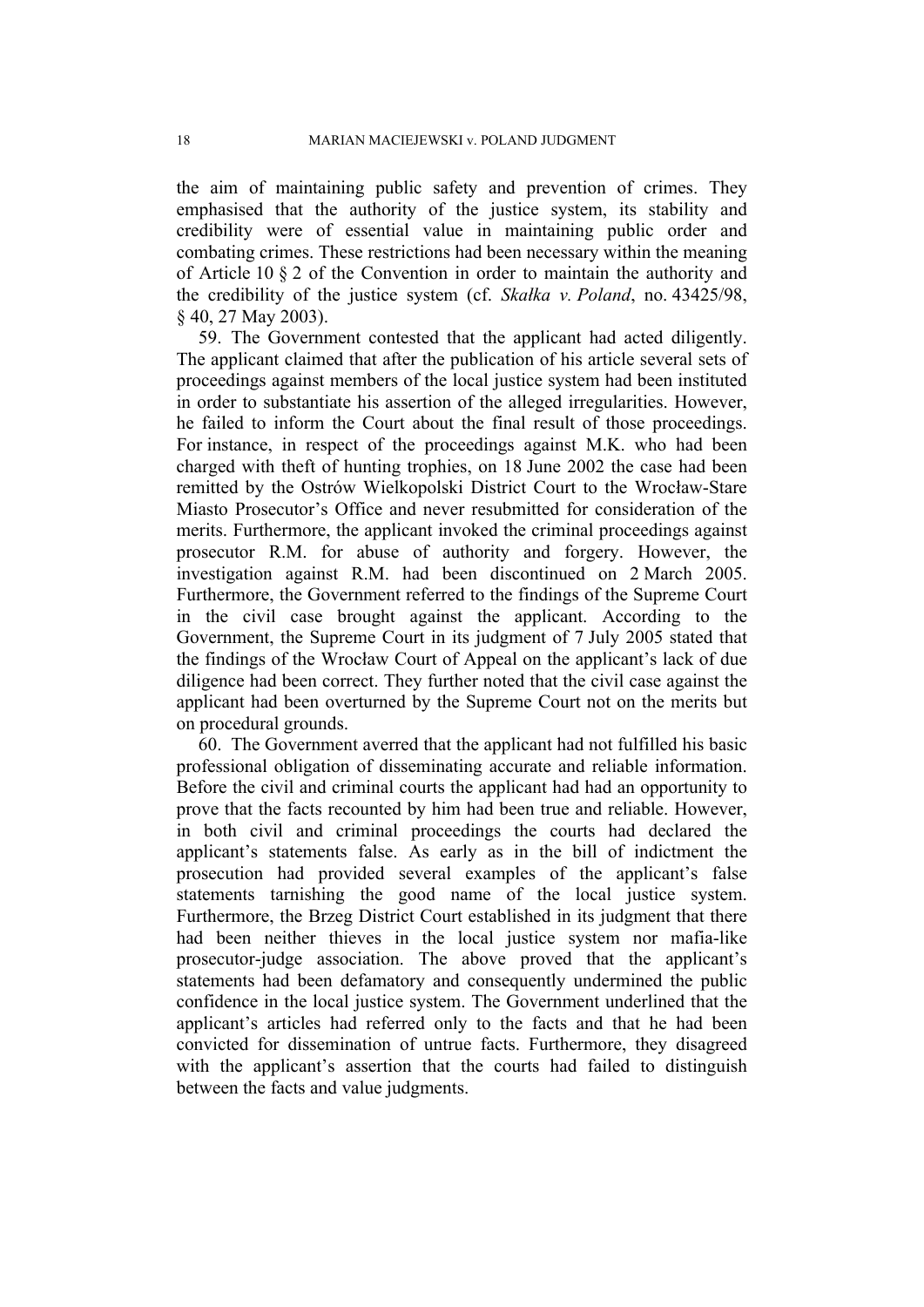the aim of maintaining public safety and prevention of crimes. They emphasised that the authority of the justice system, its stability and credibility were of essential value in maintaining public order and combating crimes. These restrictions had been necessary within the meaning of Article 10 § 2 of the Convention in order to maintain the authority and the credibility of the justice system (cf. *Skałka v. Poland*, no. 43425/98, § 40, 27 May 2003).

59. The Government contested that the applicant had acted diligently. The applicant claimed that after the publication of his article several sets of proceedings against members of the local justice system had been instituted in order to substantiate his assertion of the alleged irregularities. However, he failed to inform the Court about the final result of those proceedings. For instance, in respect of the proceedings against M.K. who had been charged with theft of hunting trophies, on 18 June 2002 the case had been remitted by the Ostrów Wielkopolski District Court to the Wrocław-Stare Miasto Prosecutor's Office and never resubmitted for consideration of the merits. Furthermore, the applicant invoked the criminal proceedings against prosecutor R.M. for abuse of authority and forgery. However, the investigation against R.M. had been discontinued on 2 March 2005. Furthermore, the Government referred to the findings of the Supreme Court in the civil case brought against the applicant. According to the Government, the Supreme Court in its judgment of 7 July 2005 stated that the findings of the Wrocław Court of Appeal on the applicant's lack of due diligence had been correct. They further noted that the civil case against the applicant had been overturned by the Supreme Court not on the merits but on procedural grounds.

60. The Government averred that the applicant had not fulfilled his basic professional obligation of disseminating accurate and reliable information. Before the civil and criminal courts the applicant had had an opportunity to prove that the facts recounted by him had been true and reliable. However, in both civil and criminal proceedings the courts had declared the applicant's statements false. As early as in the bill of indictment the prosecution had provided several examples of the applicant's false statements tarnishing the good name of the local justice system. Furthermore, the Brzeg District Court established in its judgment that there had been neither thieves in the local justice system nor mafia-like prosecutor-judge association. The above proved that the applicant's statements had been defamatory and consequently undermined the public confidence in the local justice system. The Government underlined that the applicant's articles had referred only to the facts and that he had been convicted for dissemination of untrue facts. Furthermore, they disagreed with the applicant's assertion that the courts had failed to distinguish between the facts and value judgments.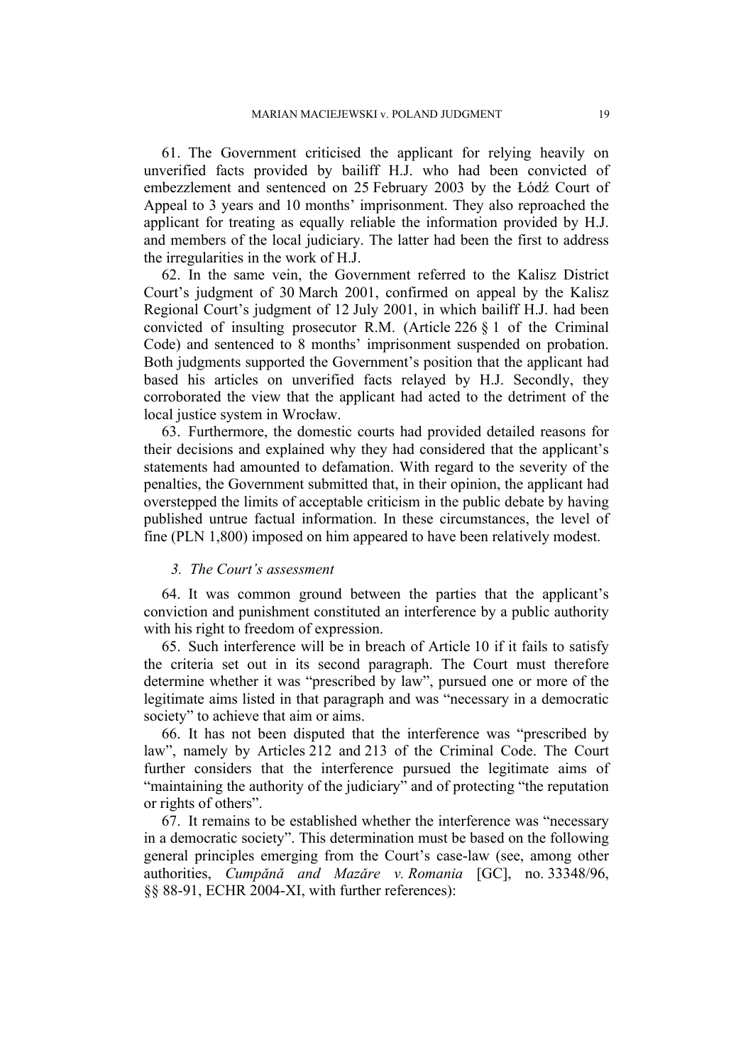61. The Government criticised the applicant for relying heavily on unverified facts provided by bailiff H.J. who had been convicted of embezzlement and sentenced on 25 February 2003 by the Łódź Court of Appeal to 3 years and 10 months' imprisonment. They also reproached the applicant for treating as equally reliable the information provided by H.J. and members of the local judiciary. The latter had been the first to address the irregularities in the work of H.J.

62. In the same vein, the Government referred to the Kalisz District Court's judgment of 30 March 2001, confirmed on appeal by the Kalisz Regional Court's judgment of 12 July 2001, in which bailiff H.J. had been convicted of insulting prosecutor R.M. (Article 226 § 1 of the Criminal Code) and sentenced to 8 months' imprisonment suspended on probation. Both judgments supported the Government's position that the applicant had based his articles on unverified facts relayed by H.J. Secondly, they corroborated the view that the applicant had acted to the detriment of the local justice system in Wrocław.

63. Furthermore, the domestic courts had provided detailed reasons for their decisions and explained why they had considered that the applicant's statements had amounted to defamation. With regard to the severity of the penalties, the Government submitted that, in their opinion, the applicant had overstepped the limits of acceptable criticism in the public debate by having published untrue factual information. In these circumstances, the level of fine (PLN 1,800) imposed on him appeared to have been relatively modest.

### *3. The Court's assessment*

64. It was common ground between the parties that the applicant's conviction and punishment constituted an interference by a public authority with his right to freedom of expression.

65. Such interference will be in breach of Article 10 if it fails to satisfy the criteria set out in its second paragraph. The Court must therefore determine whether it was "prescribed by law", pursued one or more of the legitimate aims listed in that paragraph and was "necessary in a democratic society" to achieve that aim or aims.

66. It has not been disputed that the interference was "prescribed by law", namely by Articles 212 and 213 of the Criminal Code. The Court further considers that the interference pursued the legitimate aims of "maintaining the authority of the judiciary" and of protecting "the reputation or rights of others".

67. It remains to be established whether the interference was "necessary in a democratic society". This determination must be based on the following general principles emerging from the Court's case-law (see, among other authorities, *Cumpănă and Mazăre v. Romania* [GC], no. 33348/96, §§ 88-91, ECHR 2004-XI, with further references):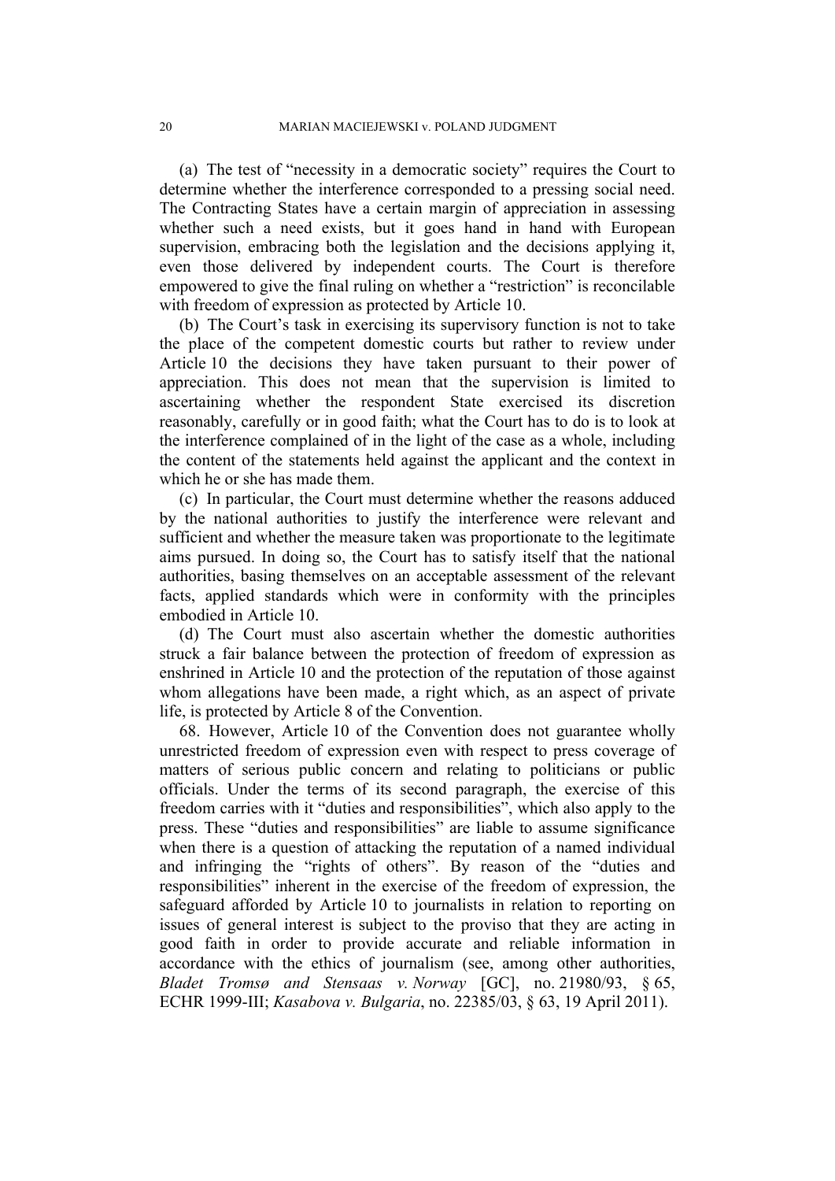(a) The test of "necessity in a democratic society" requires the Court to determine whether the interference corresponded to a pressing social need. The Contracting States have a certain margin of appreciation in assessing whether such a need exists, but it goes hand in hand with European supervision, embracing both the legislation and the decisions applying it, even those delivered by independent courts. The Court is therefore empowered to give the final ruling on whether a "restriction" is reconcilable with freedom of expression as protected by Article 10.

(b) The Court's task in exercising its supervisory function is not to take the place of the competent domestic courts but rather to review under Article 10 the decisions they have taken pursuant to their power of appreciation. This does not mean that the supervision is limited to ascertaining whether the respondent State exercised its discretion reasonably, carefully or in good faith; what the Court has to do is to look at the interference complained of in the light of the case as a whole, including the content of the statements held against the applicant and the context in which he or she has made them.

(c) In particular, the Court must determine whether the reasons adduced by the national authorities to justify the interference were relevant and sufficient and whether the measure taken was proportionate to the legitimate aims pursued. In doing so, the Court has to satisfy itself that the national authorities, basing themselves on an acceptable assessment of the relevant facts, applied standards which were in conformity with the principles embodied in Article 10.

(d) The Court must also ascertain whether the domestic authorities struck a fair balance between the protection of freedom of expression as enshrined in Article 10 and the protection of the reputation of those against whom allegations have been made, a right which, as an aspect of private life, is protected by Article 8 of the Convention.

68. However, Article 10 of the Convention does not guarantee wholly unrestricted freedom of expression even with respect to press coverage of matters of serious public concern and relating to politicians or public officials. Under the terms of its second paragraph, the exercise of this freedom carries with it "duties and responsibilities", which also apply to the press. These "duties and responsibilities" are liable to assume significance when there is a question of attacking the reputation of a named individual and infringing the "rights of others". By reason of the "duties and responsibilities" inherent in the exercise of the freedom of expression, the safeguard afforded by Article 10 to journalists in relation to reporting on issues of general interest is subject to the proviso that they are acting in good faith in order to provide accurate and reliable information in accordance with the ethics of journalism (see, among other authorities, *Bladet Tromsø and Stensaas v. Norway* [GC], no. 21980/93, § 65, ECHR 1999-III; *Kasabova v. Bulgaria*, no. 22385/03, § 63, 19 April 2011).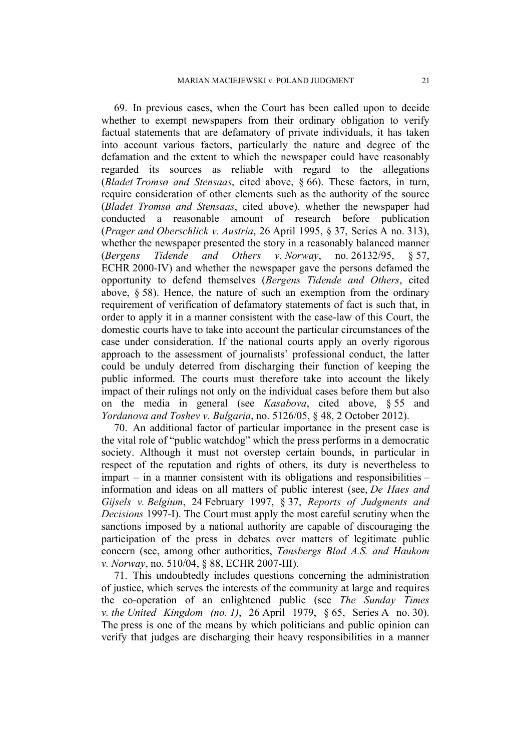69. In previous cases, when the Court has been called upon to decide whether to exempt newspapers from their ordinary obligation to verify factual statements that are defamatory of private individuals, it has taken into account various factors, particularly the nature and degree of the defamation and the extent to which the newspaper could have reasonably regarded its sources as reliable with regard to the allegations (*Bladet Tromsø and Stensaas*, cited above, § 66). These factors, in turn, require consideration of other elements such as the authority of the source (*Bladet Tromsø and Stensaas*, cited above), whether the newspaper had conducted a reasonable amount of research before publication (*Prager and Oberschlick v. Austria*, 26 April 1995, § 37, Series A no. 313), whether the newspaper presented the story in a reasonably balanced manner (*Bergens Tidende and Others v. Norway*, no. 26132/95, § 57, ECHR 2000-IV) and whether the newspaper gave the persons defamed the opportunity to defend themselves (*Bergens Tidende and Others*, cited above, § 58). Hence, the nature of such an exemption from the ordinary requirement of verification of defamatory statements of fact is such that, in order to apply it in a manner consistent with the case-law of this Court, the domestic courts have to take into account the particular circumstances of the case under consideration. If the national courts apply an overly rigorous approach to the assessment of journalists' professional conduct, the latter could be unduly deterred from discharging their function of keeping the public informed. The courts must therefore take into account the likely impact of their rulings not only on the individual cases before them but also on the media in general (see *Kasabova*, cited above, § 55 and *Yordanova and Toshev v. Bulgaria*, no. 5126/05, § 48, 2 October 2012).

70. An additional factor of particular importance in the present case is the vital role of "public watchdog" which the press performs in a democratic society. Although it must not overstep certain bounds, in particular in respect of the reputation and rights of others, its duty is nevertheless to impart – in a manner consistent with its obligations and responsibilities – information and ideas on all matters of public interest (see, *De Haes and Gijsels v. Belgium*, 24 February 1997, § 37, *Reports of Judgments and Decisions* 1997-I). The Court must apply the most careful scrutiny when the sanctions imposed by a national authority are capable of discouraging the participation of the press in debates over matters of legitimate public concern (see, among other authorities, *Tønsbergs Blad A.S. and Haukom v. Norway*, no. 510/04, § 88, ECHR 2007-III).

71. This undoubtedly includes questions concerning the administration of justice, which serves the interests of the community at large and requires the co-operation of an enlightened public (see *The Sunday Times v. the United Kingdom (no. 1)*, 26 April 1979, § 65, Series A no. 30). The press is one of the means by which politicians and public opinion can verify that judges are discharging their heavy responsibilities in a manner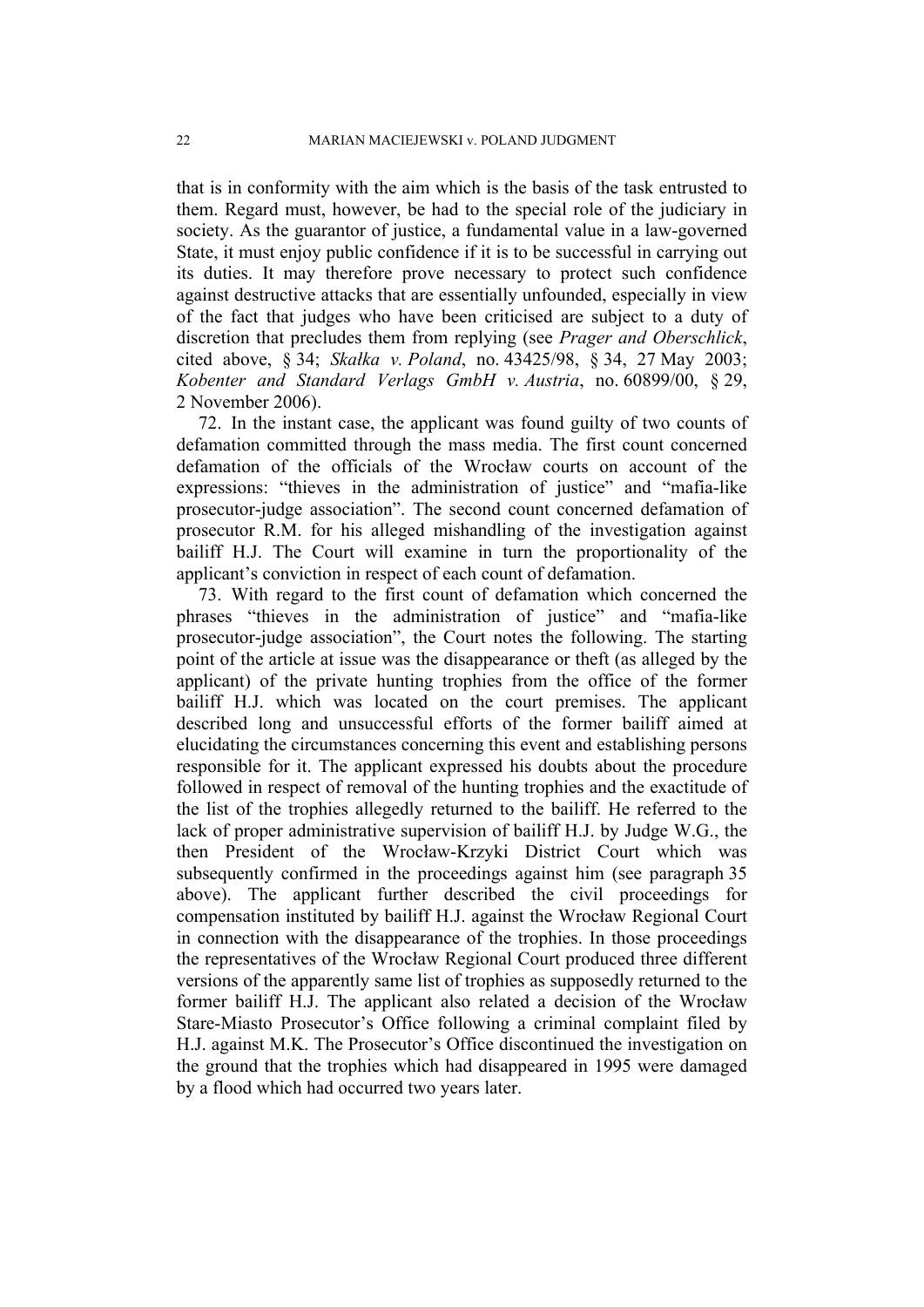that is in conformity with the aim which is the basis of the task entrusted to them. Regard must, however, be had to the special role of the judiciary in society. As the guarantor of justice, a fundamental value in a law-governed State, it must enjoy public confidence if it is to be successful in carrying out its duties. It may therefore prove necessary to protect such confidence against destructive attacks that are essentially unfounded, especially in view of the fact that judges who have been criticised are subject to a duty of discretion that precludes them from replying (see *Prager and Oberschlick*, cited above, § 34; *Skałka v. Poland*, no. 43425/98, § 34, 27 May 2003; *Kobenter and Standard Verlags GmbH v. Austria*, no. 60899/00, § 29, 2 November 2006).

72. In the instant case, the applicant was found guilty of two counts of defamation committed through the mass media. The first count concerned defamation of the officials of the Wrocław courts on account of the expressions: "thieves in the administration of justice" and "mafia-like prosecutor-judge association". The second count concerned defamation of prosecutor R.M. for his alleged mishandling of the investigation against bailiff H.J. The Court will examine in turn the proportionality of the applicant's conviction in respect of each count of defamation.

73. With regard to the first count of defamation which concerned the phrases "thieves in the administration of justice" and "mafia-like prosecutor-judge association", the Court notes the following. The starting point of the article at issue was the disappearance or theft (as alleged by the applicant) of the private hunting trophies from the office of the former bailiff H.J. which was located on the court premises. The applicant described long and unsuccessful efforts of the former bailiff aimed at elucidating the circumstances concerning this event and establishing persons responsible for it. The applicant expressed his doubts about the procedure followed in respect of removal of the hunting trophies and the exactitude of the list of the trophies allegedly returned to the bailiff. He referred to the lack of proper administrative supervision of bailiff H.J. by Judge W.G., the then President of the Wrocław-Krzyki District Court which was subsequently confirmed in the proceedings against him (see paragraph 35 above). The applicant further described the civil proceedings for compensation instituted by bailiff H.J. against the Wrocław Regional Court in connection with the disappearance of the trophies. In those proceedings the representatives of the Wrocław Regional Court produced three different versions of the apparently same list of trophies as supposedly returned to the former bailiff H.J. The applicant also related a decision of the Wrocław Stare-Miasto Prosecutor's Office following a criminal complaint filed by H.J. against M.K. The Prosecutor's Office discontinued the investigation on the ground that the trophies which had disappeared in 1995 were damaged by a flood which had occurred two years later.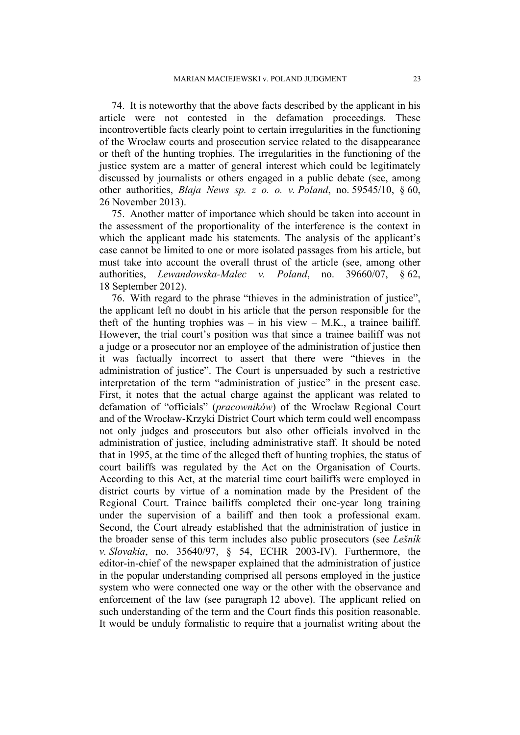74. It is noteworthy that the above facts described by the applicant in his article were not contested in the defamation proceedings. These incontrovertible facts clearly point to certain irregularities in the functioning of the Wrocław courts and prosecution service related to the disappearance or theft of the hunting trophies. The irregularities in the functioning of the justice system are a matter of general interest which could be legitimately discussed by journalists or others engaged in a public debate (see, among other authorities, *Błaja News sp. z o. o. v. Poland*, no. 59545/10, § 60, 26 November 2013).

75. Another matter of importance which should be taken into account in the assessment of the proportionality of the interference is the context in which the applicant made his statements. The analysis of the applicant's case cannot be limited to one or more isolated passages from his article, but must take into account the overall thrust of the article (see, among other authorities, *Lewandowska-Malec v. Poland*, no. 39660/07, § 62, 18 September 2012).

76. With regard to the phrase "thieves in the administration of justice", the applicant left no doubt in his article that the person responsible for the theft of the hunting trophies was – in his view – M.K., a trainee bailiff. However, the trial court's position was that since a trainee bailiff was not a judge or a prosecutor nor an employee of the administration of justice then it was factually incorrect to assert that there were "thieves in the administration of justice". The Court is unpersuaded by such a restrictive interpretation of the term "administration of justice" in the present case. First, it notes that the actual charge against the applicant was related to defamation of "officials" (*pracowników*) of the Wrocław Regional Court and of the Wrocław-Krzyki District Court which term could well encompass not only judges and prosecutors but also other officials involved in the administration of justice, including administrative staff. It should be noted that in 1995, at the time of the alleged theft of hunting trophies, the status of court bailiffs was regulated by the Act on the Organisation of Courts. According to this Act, at the material time court bailiffs were employed in district courts by virtue of a nomination made by the President of the Regional Court. Trainee bailiffs completed their one-year long training under the supervision of a bailiff and then took a professional exam. Second, the Court already established that the administration of justice in the broader sense of this term includes also public prosecutors (see *Lešník v. Slovakia*, no. 35640/97, § 54, ECHR 2003-IV). Furthermore, the editor-in-chief of the newspaper explained that the administration of justice in the popular understanding comprised all persons employed in the justice system who were connected one way or the other with the observance and enforcement of the law (see paragraph 12 above). The applicant relied on such understanding of the term and the Court finds this position reasonable. It would be unduly formalistic to require that a journalist writing about the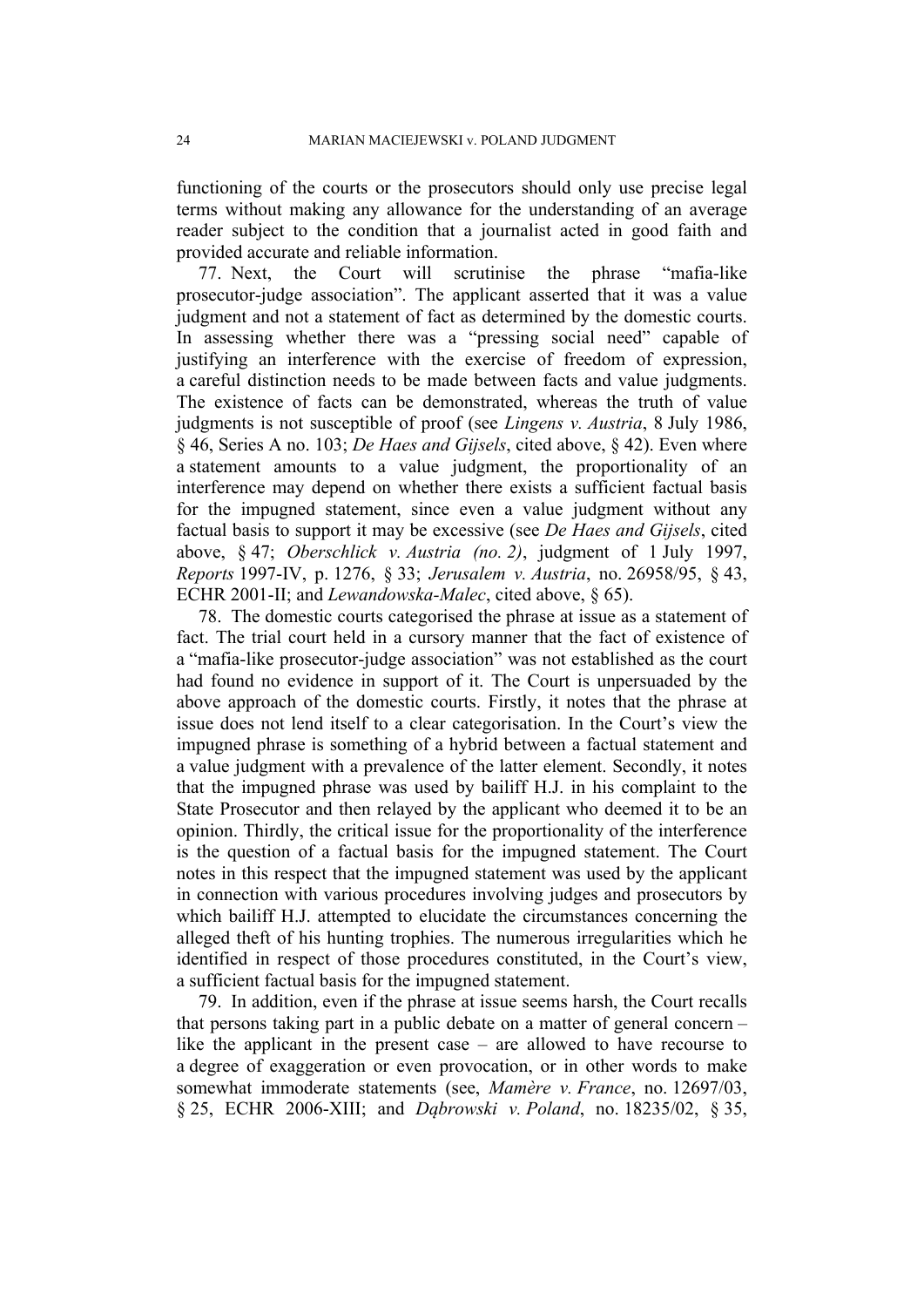functioning of the courts or the prosecutors should only use precise legal terms without making any allowance for the understanding of an average reader subject to the condition that a journalist acted in good faith and provided accurate and reliable information.

77. Next, the Court will scrutinise the phrase "mafia-like prosecutor-judge association". The applicant asserted that it was a value judgment and not a statement of fact as determined by the domestic courts. In assessing whether there was a "pressing social need" capable of justifying an interference with the exercise of freedom of expression, a careful distinction needs to be made between facts and value judgments. The existence of facts can be demonstrated, whereas the truth of value judgments is not susceptible of proof (see *Lingens v. Austria*, 8 July 1986, § 46, Series A no. 103; *De Haes and Gijsels*, cited above, § 42). Even where a statement amounts to a value judgment, the proportionality of an interference may depend on whether there exists a sufficient factual basis for the impugned statement, since even a value judgment without any factual basis to support it may be excessive (see *De Haes and Gijsels*, cited above, § 47; *Oberschlick v. Austria (no. 2)*, judgment of 1 July 1997, *Reports* 1997-IV, p. 1276, § 33; *Jerusalem v. Austria*, no. 26958/95, § 43, ECHR 2001-II; and *Lewandowska-Malec*, cited above, § 65).

78. The domestic courts categorised the phrase at issue as a statement of fact. The trial court held in a cursory manner that the fact of existence of a "mafia-like prosecutor-judge association" was not established as the court had found no evidence in support of it. The Court is unpersuaded by the above approach of the domestic courts. Firstly, it notes that the phrase at issue does not lend itself to a clear categorisation. In the Court's view the impugned phrase is something of a hybrid between a factual statement and a value judgment with a prevalence of the latter element. Secondly, it notes that the impugned phrase was used by bailiff H.J. in his complaint to the State Prosecutor and then relayed by the applicant who deemed it to be an opinion. Thirdly, the critical issue for the proportionality of the interference is the question of a factual basis for the impugned statement. The Court notes in this respect that the impugned statement was used by the applicant in connection with various procedures involving judges and prosecutors by which bailiff H.J. attempted to elucidate the circumstances concerning the alleged theft of his hunting trophies. The numerous irregularities which he identified in respect of those procedures constituted, in the Court's view, a sufficient factual basis for the impugned statement.

79. In addition, even if the phrase at issue seems harsh, the Court recalls that persons taking part in a public debate on a matter of general concern – like the applicant in the present case – are allowed to have recourse to a degree of exaggeration or even provocation, or in other words to make somewhat immoderate statements (see, *Mamère v. France*, no. 12697/03, § 25, ECHR 2006-XIII; and *Dąbrowski v. Poland*, no. 18235/02, § 35,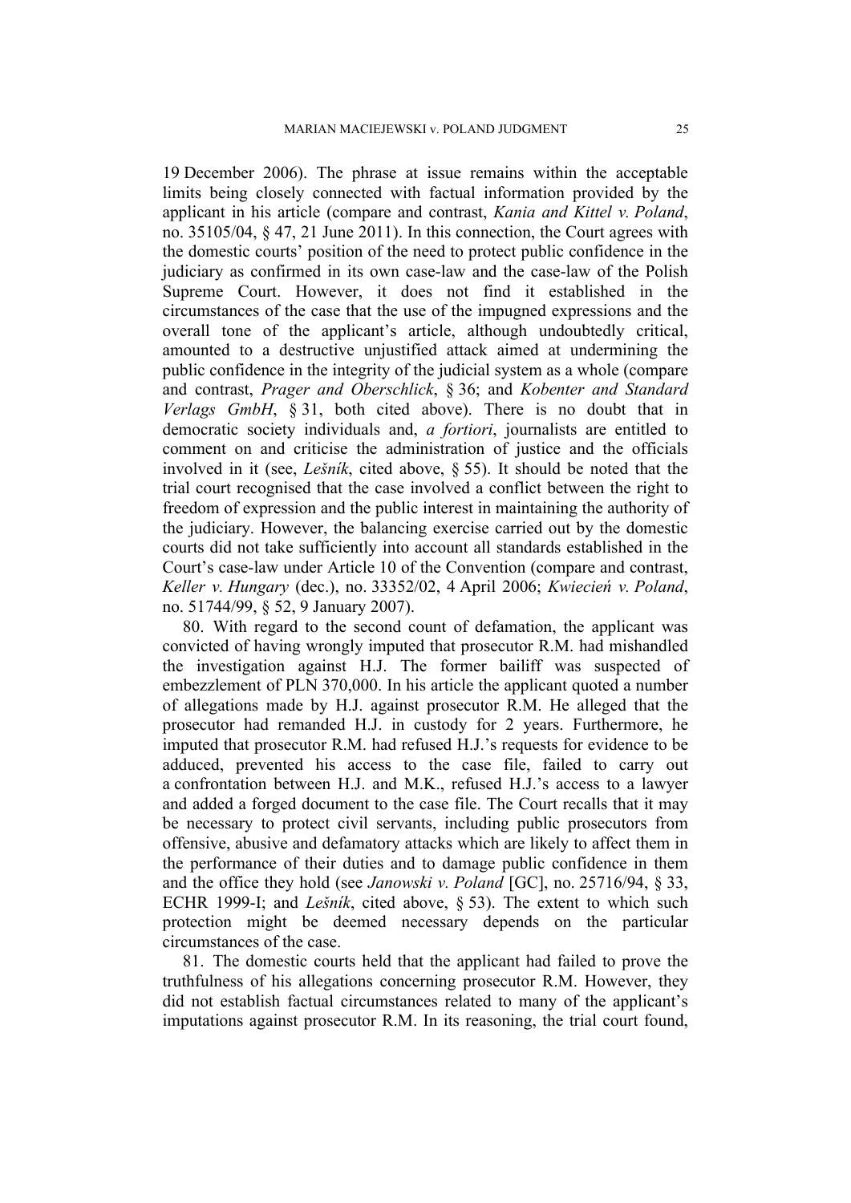19 December 2006). The phrase at issue remains within the acceptable limits being closely connected with factual information provided by the applicant in his article (compare and contrast, *Kania and Kittel v. Poland*, no. 35105/04, § 47, 21 June 2011). In this connection, the Court agrees with the domestic courts' position of the need to protect public confidence in the judiciary as confirmed in its own case-law and the case-law of the Polish Supreme Court. However, it does not find it established in the circumstances of the case that the use of the impugned expressions and the overall tone of the applicant's article, although undoubtedly critical, amounted to a destructive unjustified attack aimed at undermining the public confidence in the integrity of the judicial system as a whole (compare and contrast, *Prager and Oberschlick*, § 36; and *Kobenter and Standard Verlags GmbH*, § 31, both cited above). There is no doubt that in democratic society individuals and, *a fortiori*, journalists are entitled to comment on and criticise the administration of justice and the officials involved in it (see, *Lešník*, cited above, § 55). It should be noted that the trial court recognised that the case involved a conflict between the right to freedom of expression and the public interest in maintaining the authority of the judiciary. However, the balancing exercise carried out by the domestic courts did not take sufficiently into account all standards established in the Court's case-law under Article 10 of the Convention (compare and contrast, *Keller v. Hungary* (dec.), no. 33352/02, 4 April 2006; *Kwiecień v. Poland*, no. 51744/99, § 52, 9 January 2007).

80. With regard to the second count of defamation, the applicant was convicted of having wrongly imputed that prosecutor R.M. had mishandled the investigation against H.J. The former bailiff was suspected of embezzlement of PLN 370,000. In his article the applicant quoted a number of allegations made by H.J. against prosecutor R.M. He alleged that the prosecutor had remanded H.J. in custody for 2 years. Furthermore, he imputed that prosecutor R.M. had refused H.J.'s requests for evidence to be adduced, prevented his access to the case file, failed to carry out a confrontation between H.J. and M.K., refused H.J.'s access to a lawyer and added a forged document to the case file. The Court recalls that it may be necessary to protect civil servants, including public prosecutors from offensive, abusive and defamatory attacks which are likely to affect them in the performance of their duties and to damage public confidence in them and the office they hold (see *Janowski v. Poland* [GC], no. 25716/94, § 33, ECHR 1999-I; and *Lešník*, cited above, § 53). The extent to which such protection might be deemed necessary depends on the particular circumstances of the case.

81. The domestic courts held that the applicant had failed to prove the truthfulness of his allegations concerning prosecutor R.M. However, they did not establish factual circumstances related to many of the applicant's imputations against prosecutor R.M. In its reasoning, the trial court found,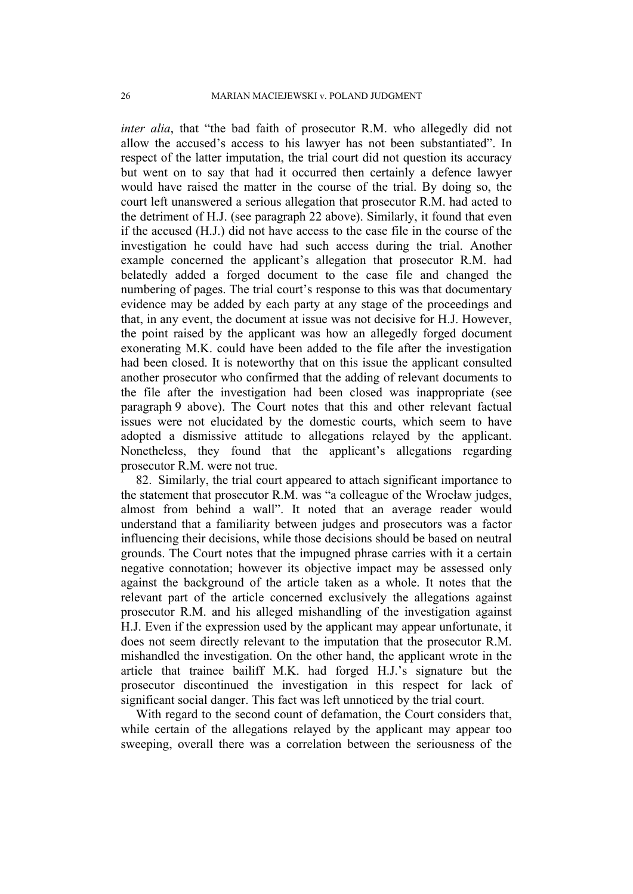*inter alia*, that "the bad faith of prosecutor R.M. who allegedly did not allow the accused's access to his lawyer has not been substantiated". In respect of the latter imputation, the trial court did not question its accuracy but went on to say that had it occurred then certainly a defence lawyer would have raised the matter in the course of the trial. By doing so, the court left unanswered a serious allegation that prosecutor R.M. had acted to the detriment of H.J. (see paragraph 22 above). Similarly, it found that even if the accused (H.J.) did not have access to the case file in the course of the investigation he could have had such access during the trial. Another example concerned the applicant's allegation that prosecutor R.M. had belatedly added a forged document to the case file and changed the numbering of pages. The trial court's response to this was that documentary evidence may be added by each party at any stage of the proceedings and that, in any event, the document at issue was not decisive for H.J. However, the point raised by the applicant was how an allegedly forged document exonerating M.K. could have been added to the file after the investigation had been closed. It is noteworthy that on this issue the applicant consulted another prosecutor who confirmed that the adding of relevant documents to the file after the investigation had been closed was inappropriate (see paragraph 9 above). The Court notes that this and other relevant factual issues were not elucidated by the domestic courts, which seem to have adopted a dismissive attitude to allegations relayed by the applicant. Nonetheless, they found that the applicant's allegations regarding prosecutor R.M. were not true.

82. Similarly, the trial court appeared to attach significant importance to the statement that prosecutor R.M. was "a colleague of the Wrocław judges, almost from behind a wall". It noted that an average reader would understand that a familiarity between judges and prosecutors was a factor influencing their decisions, while those decisions should be based on neutral grounds. The Court notes that the impugned phrase carries with it a certain negative connotation; however its objective impact may be assessed only against the background of the article taken as a whole. It notes that the relevant part of the article concerned exclusively the allegations against prosecutor R.M. and his alleged mishandling of the investigation against H.J. Even if the expression used by the applicant may appear unfortunate, it does not seem directly relevant to the imputation that the prosecutor R.M. mishandled the investigation. On the other hand, the applicant wrote in the article that trainee bailiff M.K. had forged H.J.'s signature but the prosecutor discontinued the investigation in this respect for lack of significant social danger. This fact was left unnoticed by the trial court.

With regard to the second count of defamation, the Court considers that, while certain of the allegations relayed by the applicant may appear too sweeping, overall there was a correlation between the seriousness of the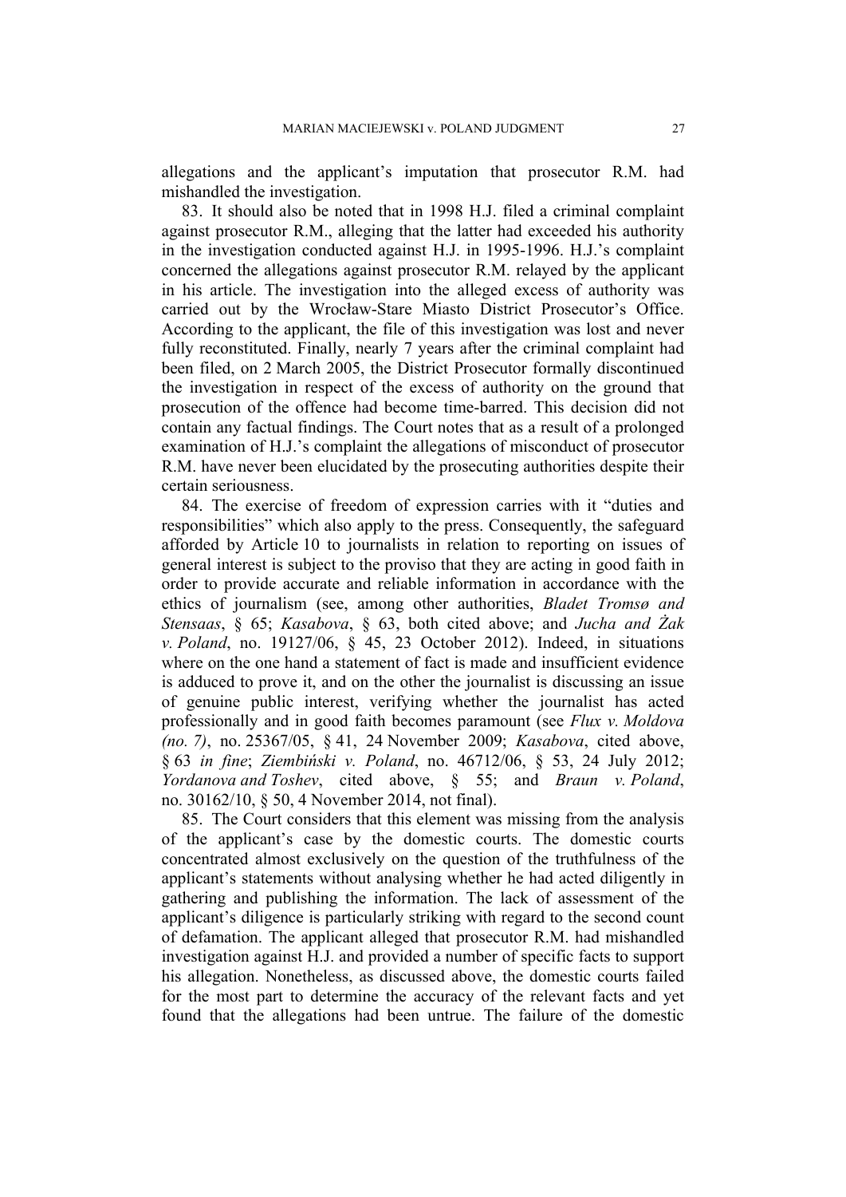allegations and the applicant's imputation that prosecutor R.M. had mishandled the investigation.

83. It should also be noted that in 1998 H.J. filed a criminal complaint against prosecutor R.M., alleging that the latter had exceeded his authority in the investigation conducted against H.J. in 1995-1996. H.J.'s complaint concerned the allegations against prosecutor R.M. relayed by the applicant in his article. The investigation into the alleged excess of authority was carried out by the Wrocław-Stare Miasto District Prosecutor's Office. According to the applicant, the file of this investigation was lost and never fully reconstituted. Finally, nearly 7 years after the criminal complaint had been filed, on 2 March 2005, the District Prosecutor formally discontinued the investigation in respect of the excess of authority on the ground that prosecution of the offence had become time-barred. This decision did not contain any factual findings. The Court notes that as a result of a prolonged examination of H.J.'s complaint the allegations of misconduct of prosecutor R.M. have never been elucidated by the prosecuting authorities despite their certain seriousness.

84. The exercise of freedom of expression carries with it "duties and responsibilities" which also apply to the press. Consequently, the safeguard afforded by Article 10 to journalists in relation to reporting on issues of general interest is subject to the proviso that they are acting in good faith in order to provide accurate and reliable information in accordance with the ethics of journalism (see, among other authorities, *Bladet Tromsø and Stensaas*, § 65; *Kasabova*, § 63, both cited above; and *Jucha and Żak v. Poland*, no. 19127/06, § 45, 23 October 2012). Indeed, in situations where on the one hand a statement of fact is made and insufficient evidence is adduced to prove it, and on the other the journalist is discussing an issue of genuine public interest, verifying whether the journalist has acted professionally and in good faith becomes paramount (see *Flux v. Moldova (no. 7)*, no. 25367/05, § 41, 24 November 2009; *Kasabova*, cited above, § 63 *in fine*; *Ziembiński v. Poland*, no. 46712/06, § 53, 24 July 2012; *Yordanova and Toshev*, cited above, § 55; and *Braun v. Poland*, no. 30162/10, § 50, 4 November 2014, not final).

85. The Court considers that this element was missing from the analysis of the applicant's case by the domestic courts. The domestic courts concentrated almost exclusively on the question of the truthfulness of the applicant's statements without analysing whether he had acted diligently in gathering and publishing the information. The lack of assessment of the applicant's diligence is particularly striking with regard to the second count of defamation. The applicant alleged that prosecutor R.M. had mishandled investigation against H.J. and provided a number of specific facts to support his allegation. Nonetheless, as discussed above, the domestic courts failed for the most part to determine the accuracy of the relevant facts and yet found that the allegations had been untrue. The failure of the domestic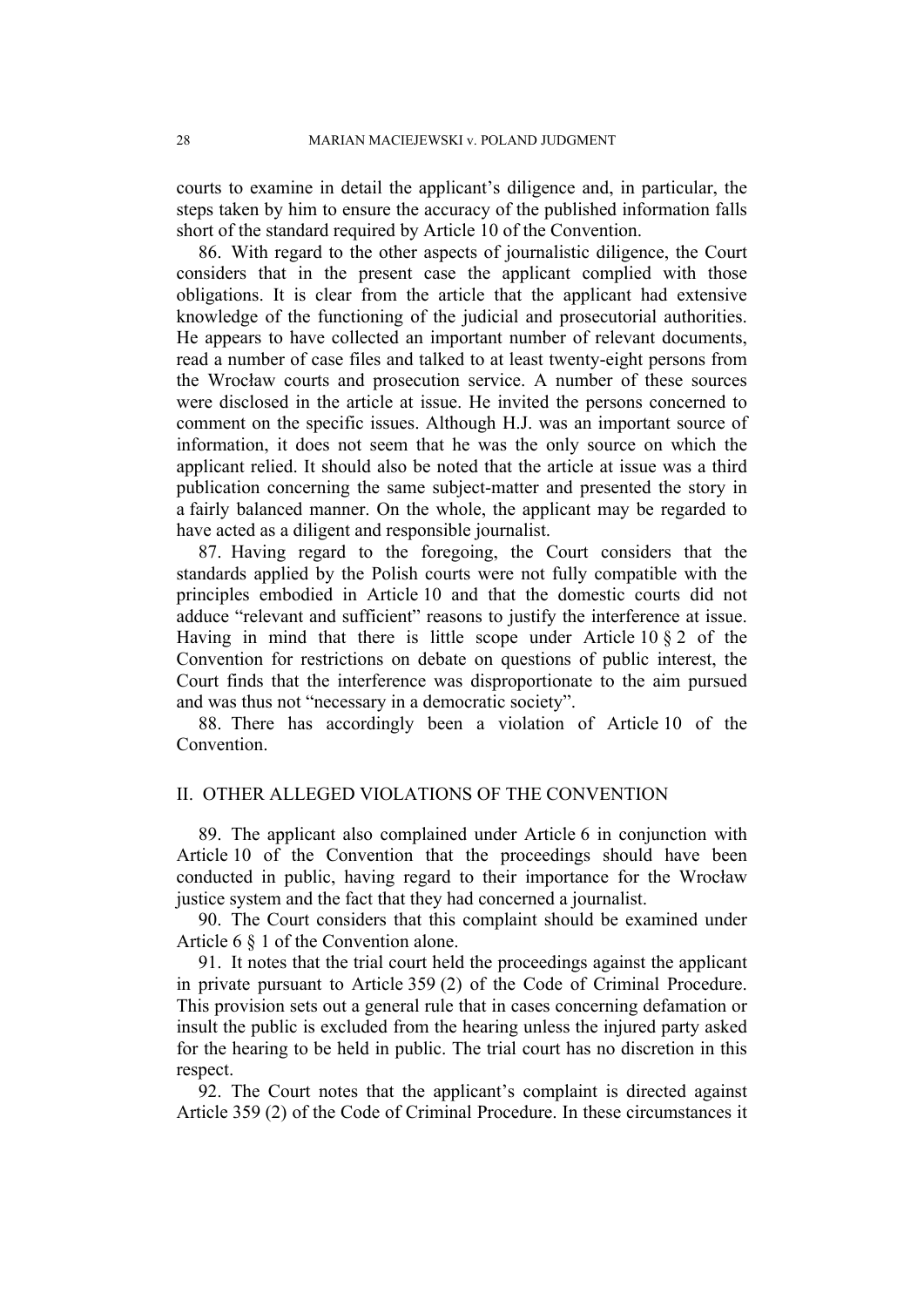courts to examine in detail the applicant's diligence and, in particular, the steps taken by him to ensure the accuracy of the published information falls short of the standard required by Article 10 of the Convention.

86. With regard to the other aspects of journalistic diligence, the Court considers that in the present case the applicant complied with those obligations. It is clear from the article that the applicant had extensive knowledge of the functioning of the judicial and prosecutorial authorities. He appears to have collected an important number of relevant documents, read a number of case files and talked to at least twenty-eight persons from the Wrocław courts and prosecution service. A number of these sources were disclosed in the article at issue. He invited the persons concerned to comment on the specific issues. Although H.J. was an important source of information, it does not seem that he was the only source on which the applicant relied. It should also be noted that the article at issue was a third publication concerning the same subject-matter and presented the story in a fairly balanced manner. On the whole, the applicant may be regarded to have acted as a diligent and responsible journalist.

87. Having regard to the foregoing, the Court considers that the standards applied by the Polish courts were not fully compatible with the principles embodied in Article 10 and that the domestic courts did not adduce "relevant and sufficient" reasons to justify the interference at issue. Having in mind that there is little scope under Article 10 § 2 of the Convention for restrictions on debate on questions of public interest, the Court finds that the interference was disproportionate to the aim pursued and was thus not "necessary in a democratic society".

88. There has accordingly been a violation of Article 10 of the Convention.

## II. OTHER ALLEGED VIOLATIONS OF THE CONVENTION

89. The applicant also complained under Article 6 in conjunction with Article 10 of the Convention that the proceedings should have been conducted in public, having regard to their importance for the Wrocław justice system and the fact that they had concerned a journalist.

90. The Court considers that this complaint should be examined under Article 6 § 1 of the Convention alone.

91. It notes that the trial court held the proceedings against the applicant in private pursuant to Article 359 (2) of the Code of Criminal Procedure. This provision sets out a general rule that in cases concerning defamation or insult the public is excluded from the hearing unless the injured party asked for the hearing to be held in public. The trial court has no discretion in this respect.

92. The Court notes that the applicant's complaint is directed against Article 359 (2) of the Code of Criminal Procedure. In these circumstances it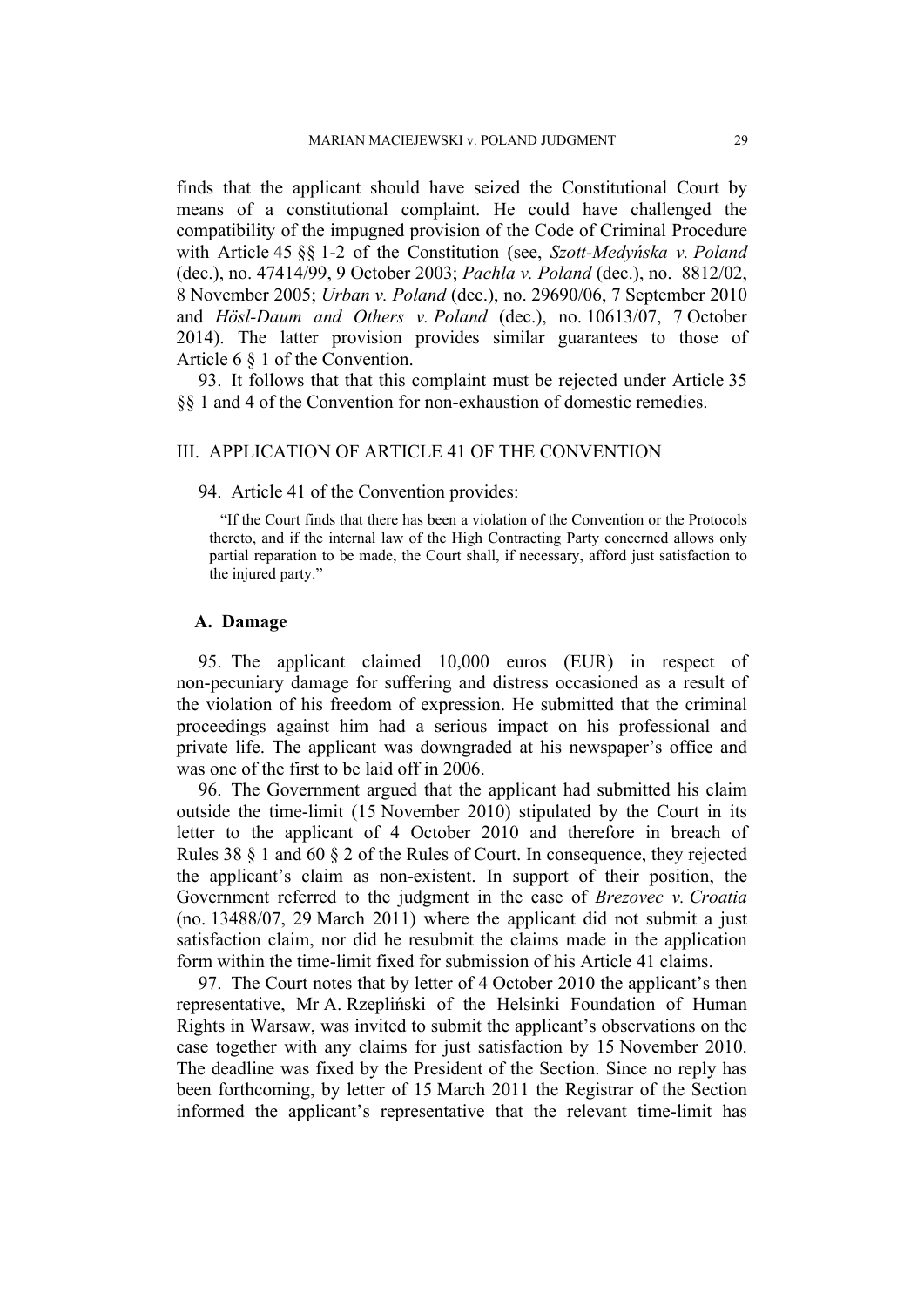finds that the applicant should have seized the Constitutional Court by means of a constitutional complaint. He could have challenged the compatibility of the impugned provision of the Code of Criminal Procedure with Article 45 §§ 1-2 of the Constitution (see, *Szott-Medyńska v. Poland* (dec.), no. 47414/99, 9 October 2003; *Pachla v. Poland* (dec.), no. 8812/02, 8 November 2005; *Urban v. Poland* (dec.), no. 29690/06, 7 September 2010 and *Hösl-Daum and Others v. Poland* (dec.), no. 10613/07, 7 October 2014). The latter provision provides similar guarantees to those of Article 6 § 1 of the Convention.

93. It follows that that this complaint must be rejected under Article 35 §§ 1 and 4 of the Convention for non-exhaustion of domestic remedies.

## III. APPLICATION OF ARTICLE 41 OF THE CONVENTION

94. Article 41 of the Convention provides:

> "If the Court finds that there has been a violation of the Convention or the Protocols thereto, and if the internal law of the High Contracting Party concerned allows only partial reparation to be made, the Court shall, if necessary, afford just satisfaction to the injured party."

### A. Damage

95. The applicant claimed 10,000 euros (EUR) in respect of non-pecuniary damage for suffering and distress occasioned as a result of the violation of his freedom of expression. He submitted that the criminal proceedings against him had a serious impact on his professional and private life. The applicant was downgraded at his newspaper's office and was one of the first to be laid off in 2006.

96. The Government argued that the applicant had submitted his claim outside the time-limit (15 November 2010) stipulated by the Court in its letter to the applicant of 4 October 2010 and therefore in breach of Rules 38 § 1 and 60 § 2 of the Rules of Court. In consequence, they rejected the applicant's claim as non-existent. In support of their position, the Government referred to the judgment in the case of *Brezovec v. Croatia* (no. 13488/07, 29 March 2011) where the applicant did not submit a just satisfaction claim, nor did he resubmit the claims made in the application form within the time-limit fixed for submission of his Article 41 claims.

97. The Court notes that by letter of 4 October 2010 the applicant's then representative, Mr A. Rzepliński of the Helsinki Foundation of Human Rights in Warsaw, was invited to submit the applicant's observations on the case together with any claims for just satisfaction by 15 November 2010. The deadline was fixed by the President of the Section. Since no reply has been forthcoming, by letter of 15 March 2011 the Registrar of the Section informed the applicant's representative that the relevant time-limit has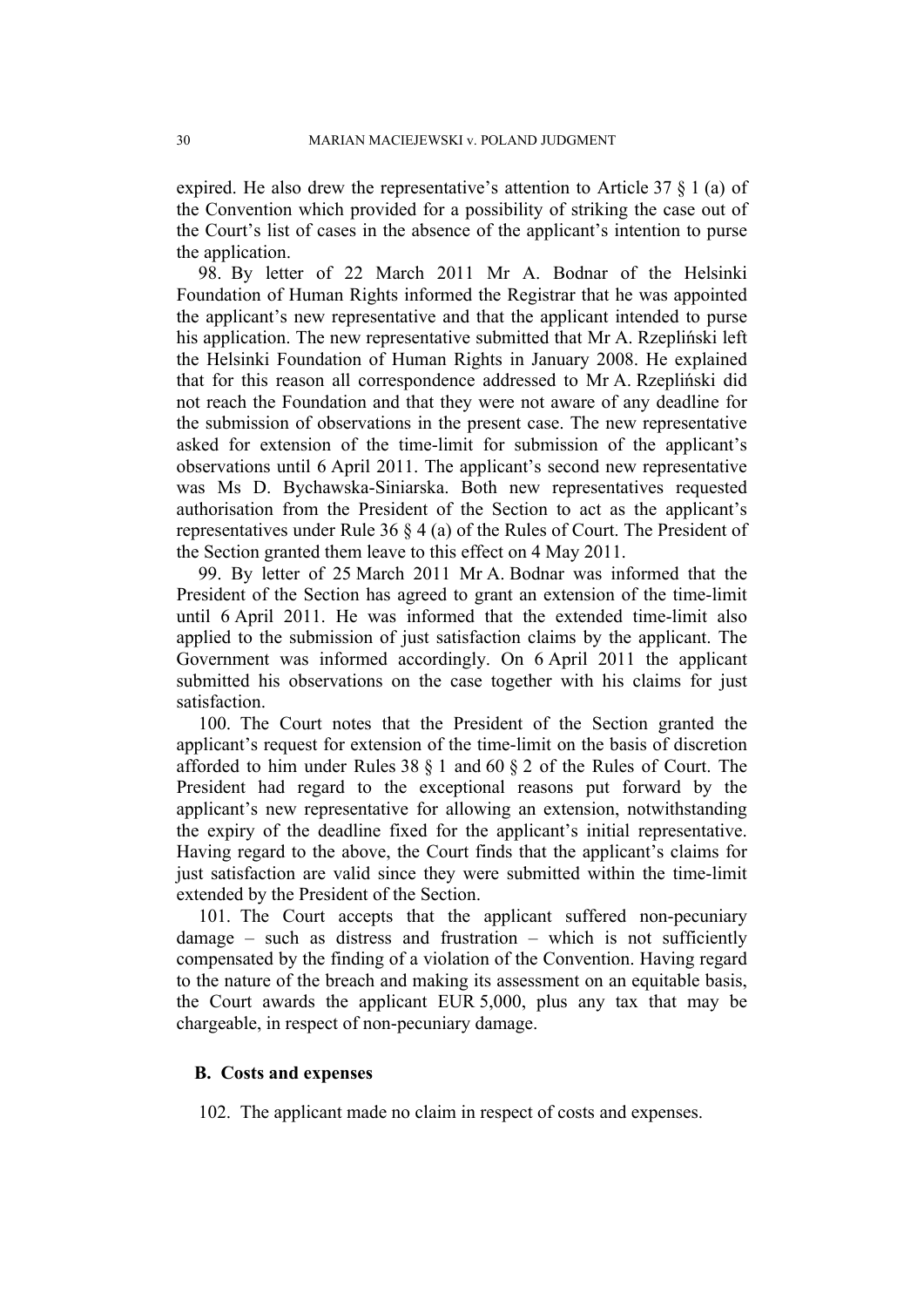expired. He also drew the representative's attention to Article 37 § 1 (a) of the Convention which provided for a possibility of striking the case out of the Court's list of cases in the absence of the applicant's intention to purse the application.

98. By letter of 22 March 2011 Mr A. Bodnar of the Helsinki Foundation of Human Rights informed the Registrar that he was appointed the applicant's new representative and that the applicant intended to purse his application. The new representative submitted that Mr A. Rzepliński left the Helsinki Foundation of Human Rights in January 2008. He explained that for this reason all correspondence addressed to Mr A. Rzepliński did not reach the Foundation and that they were not aware of any deadline for the submission of observations in the present case. The new representative asked for extension of the time-limit for submission of the applicant's observations until 6 April 2011. The applicant's second new representative was Ms D. Bychawska-Siniarska. Both new representatives requested authorisation from the President of the Section to act as the applicant's representatives under Rule 36 § 4 (a) of the Rules of Court. The President of the Section granted them leave to this effect on 4 May 2011.

99. By letter of 25 March 2011 Mr A. Bodnar was informed that the President of the Section has agreed to grant an extension of the time-limit until 6 April 2011. He was informed that the extended time-limit also applied to the submission of just satisfaction claims by the applicant. The Government was informed accordingly. On 6 April 2011 the applicant submitted his observations on the case together with his claims for just satisfaction.

100. The Court notes that the President of the Section granted the applicant's request for extension of the time-limit on the basis of discretion afforded to him under Rules 38 § 1 and 60 § 2 of the Rules of Court. The President had regard to the exceptional reasons put forward by the applicant's new representative for allowing an extension, notwithstanding the expiry of the deadline fixed for the applicant's initial representative. Having regard to the above, the Court finds that the applicant's claims for just satisfaction are valid since they were submitted within the time-limit extended by the President of the Section.

101. The Court accepts that the applicant suffered non-pecuniary damage – such as distress and frustration – which is not sufficiently compensated by the finding of a violation of the Convention. Having regard to the nature of the breach and making its assessment on an equitable basis, the Court awards the applicant EUR 5,000, plus any tax that may be chargeable, in respect of non-pecuniary damage.

### B. Costs and expenses

102. The applicant made no claim in respect of costs and expenses.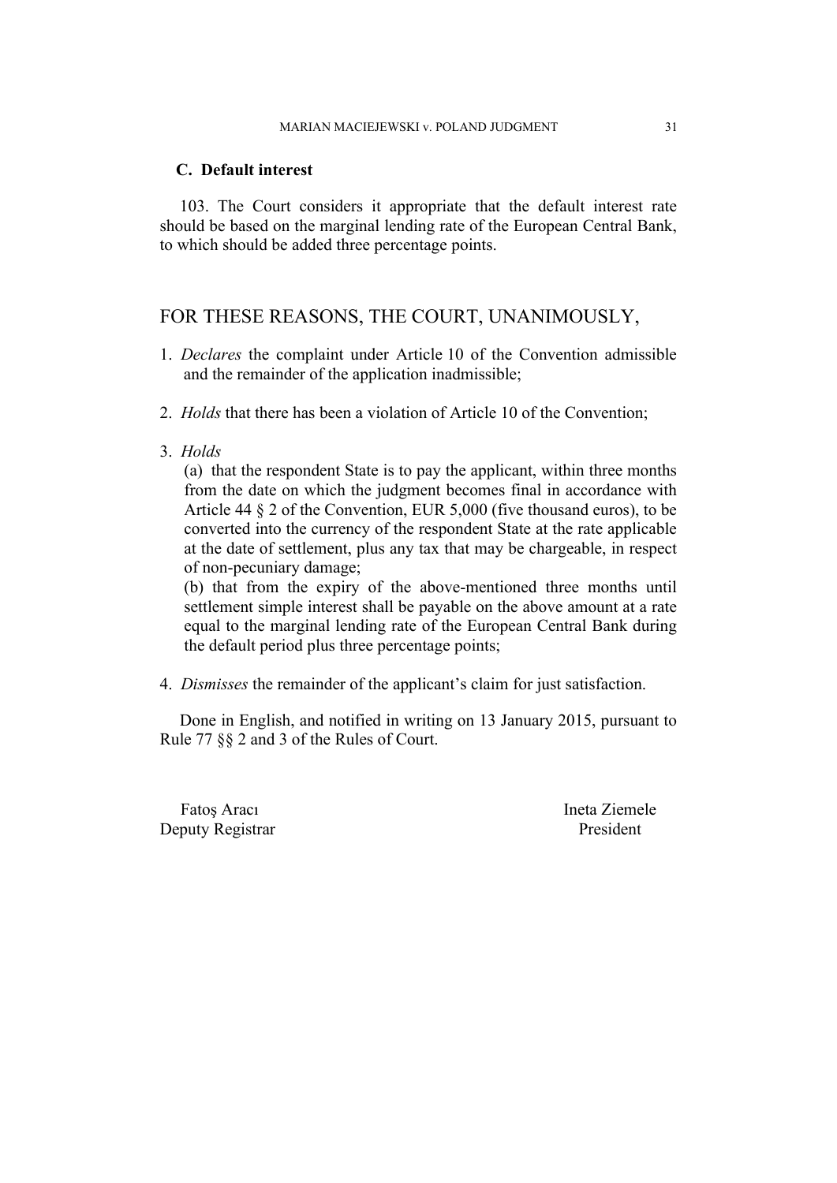### C. Default interest

103. The Court considers it appropriate that the default interest rate should be based on the marginal lending rate of the European Central Bank, to which should be added three percentage points.

## FOR THESE REASONS, THE COURT, UNANIMOUSLY,

1. *Declares* the complaint under Article 10 of the Convention admissible and the remainder of the application inadmissible;

2. *Holds* that there has been a violation of Article 10 of the Convention;

3. *Holds*

   (a) that the respondent State is to pay the applicant, within three months from the date on which the judgment becomes final in accordance with Article 44 § 2 of the Convention, EUR 5,000 (five thousand euros), to be converted into the currency of the respondent State at the rate applicable at the date of settlement, plus any tax that may be chargeable, in respect of non-pecuniary damage;

   (b) that from the expiry of the above-mentioned three months until settlement simple interest shall be payable on the above amount at a rate equal to the marginal lending rate of the European Central Bank during the default period plus three percentage points;

4. *Dismisses* the remainder of the applicant's claim for just satisfaction.

Done in English, and notified in writing on 13 January 2015, pursuant to Rule 77 §§ 2 and 3 of the Rules of Court.

Fatoş Aracı
Deputy Registrar

Ineta Ziemele
President